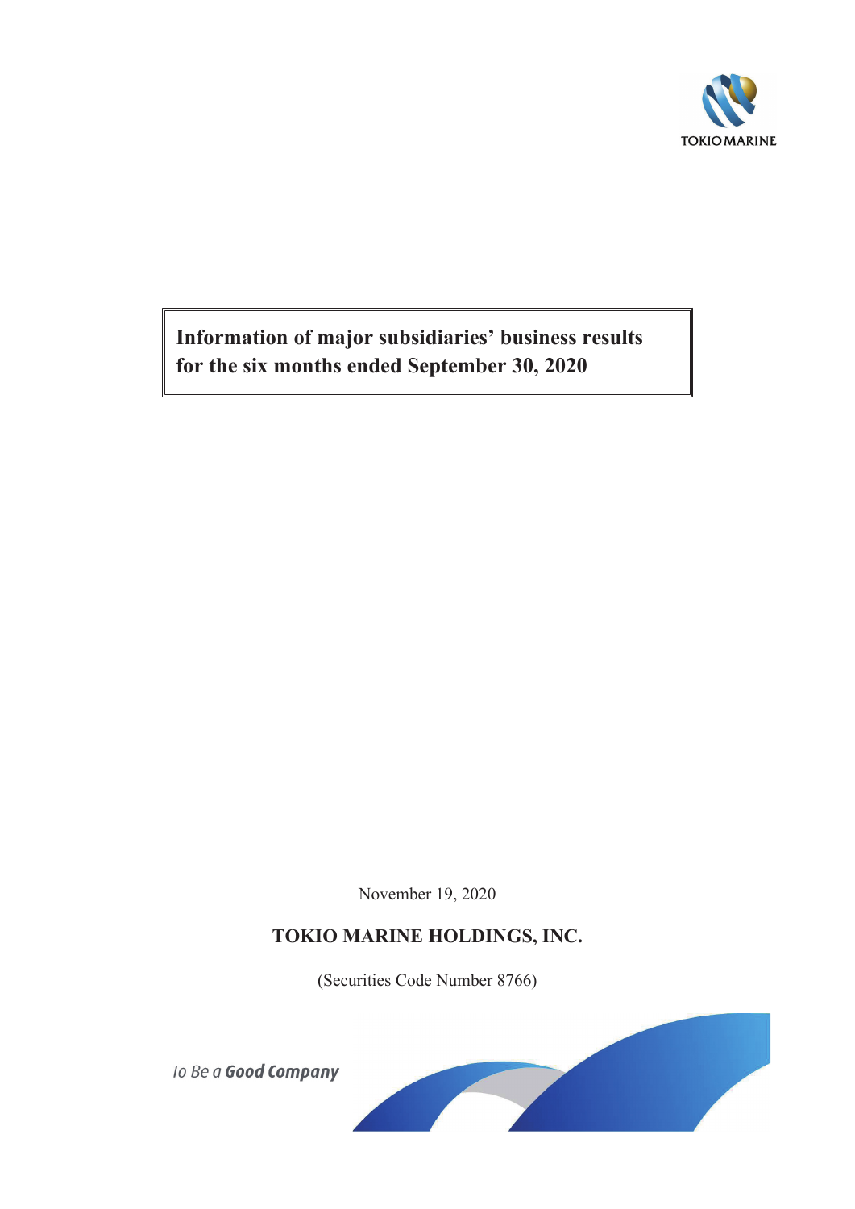TOKIO MARINE

# Information of major subsidiaries' business results for the six months ended September 30, 2020

November 19, 2020

**TOKIO MARINE HOLDINGS, INC.**

(Securities Code Number 8766)

*To Be a **Good Company***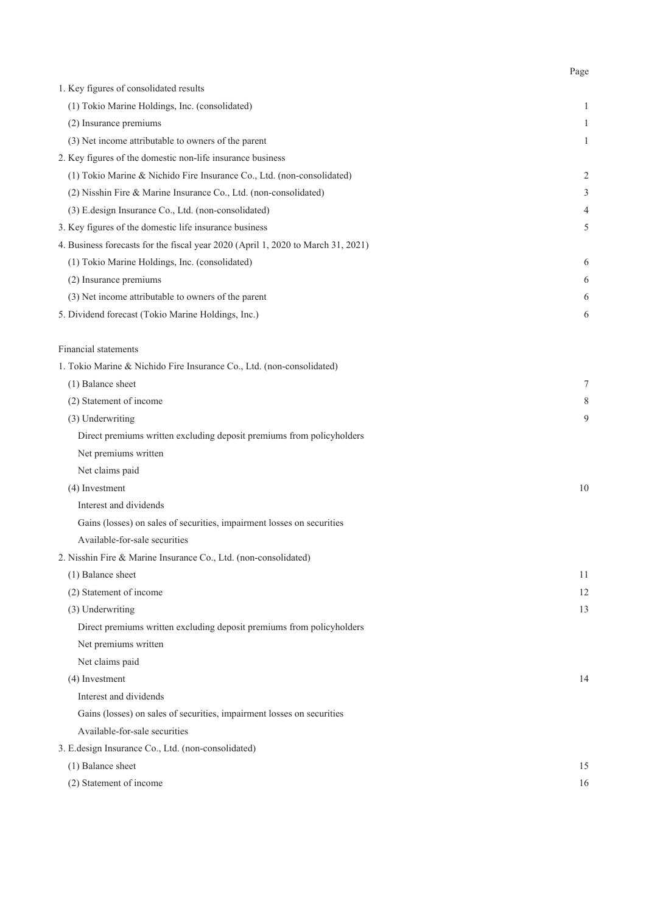| | Page |
|---|---|
| 1. Key figures of consolidated results | |
| (1) Tokio Marine Holdings, Inc. (consolidated) | 1 |
| (2) Insurance premiums | 1 |
| (3) Net income attributable to owners of the parent | 1 |
| 2. Key figures of the domestic non-life insurance business | |
| (1) Tokio Marine & Nichido Fire Insurance Co., Ltd. (non-consolidated) | 2 |
| (2) Nisshin Fire & Marine Insurance Co., Ltd. (non-consolidated) | 3 |
| (3) E.design Insurance Co., Ltd. (non-consolidated) | 4 |
| 3. Key figures of the domestic life insurance business | 5 |
| 4. Business forecasts for the fiscal year 2020 (April 1, 2020 to March 31, 2021) | |
| (1) Tokio Marine Holdings, Inc. (consolidated) | 6 |
| (2) Insurance premiums | 6 |
| (3) Net income attributable to owners of the parent | 6 |
| 5. Dividend forecast (Tokio Marine Holdings, Inc.) | 6 |
| | |
| Financial statements | |
| 1. Tokio Marine & Nichido Fire Insurance Co., Ltd. (non-consolidated) | |
| (1) Balance sheet | 7 |
| (2) Statement of income | 8 |
| (3) Underwriting | 9 |
| Direct premiums written excluding deposit premiums from policyholders | |
| Net premiums written | |
| Net claims paid | |
| (4) Investment | 10 |
| Interest and dividends | |
| Gains (losses) on sales of securities, impairment losses on securities | |
| Available-for-sale securities | |
| 2. Nisshin Fire & Marine Insurance Co., Ltd. (non-consolidated) | |
| (1) Balance sheet | 11 |
| (2) Statement of income | 12 |
| (3) Underwriting | 13 |
| Direct premiums written excluding deposit premiums from policyholders | |
| Net premiums written | |
| Net claims paid | |
| (4) Investment | 14 |
| Interest and dividends | |
| Gains (losses) on sales of securities, impairment losses on securities | |
| Available-for-sale securities | |
| 3. E.design Insurance Co., Ltd. (non-consolidated) | |
| (1) Balance sheet | 15 |
| (2) Statement of income | 16 |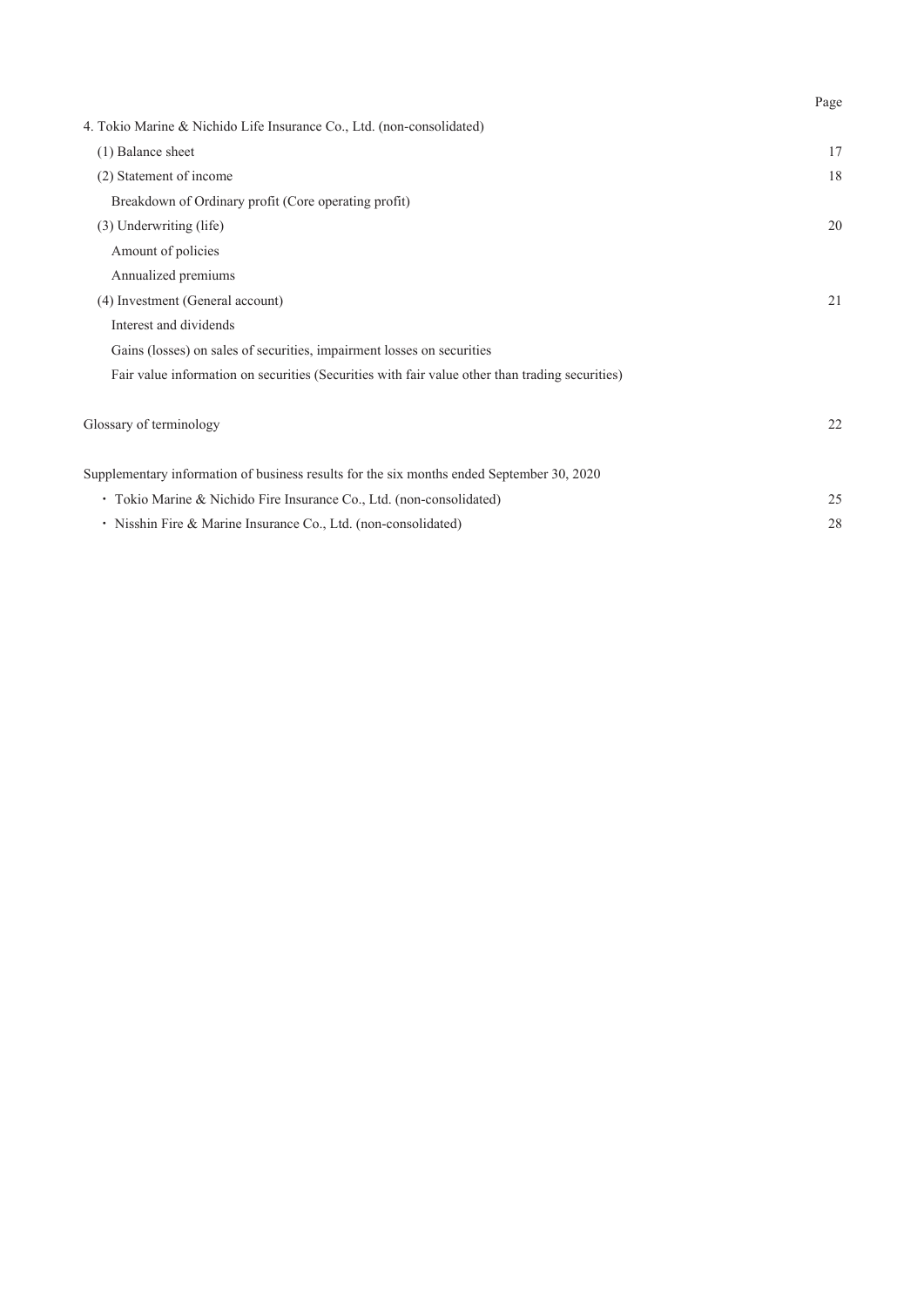| | Page |
|---|---|
| 4. Tokio Marine & Nichido Life Insurance Co., Ltd. (non-consolidated) | |
| (1) Balance sheet | 17 |
| (2) Statement of income | 18 |
| Breakdown of Ordinary profit (Core operating profit) | |
| (3) Underwriting (life) | 20 |
| Amount of policies | |
| Annualized premiums | |
| (4) Investment (General account) | 21 |
| Interest and dividends | |
| Gains (losses) on sales of securities, impairment losses on securities | |
| Fair value information on securities (Securities with fair value other than trading securities) | |
| Glossary of terminology | 22 |
| Supplementary information of business results for the six months ended September 30, 2020 | |
| ・ Tokio Marine & Nichido Fire Insurance Co., Ltd. (non-consolidated) | 25 |
| ・ Nisshin Fire & Marine Insurance Co., Ltd. (non-consolidated) | 28 |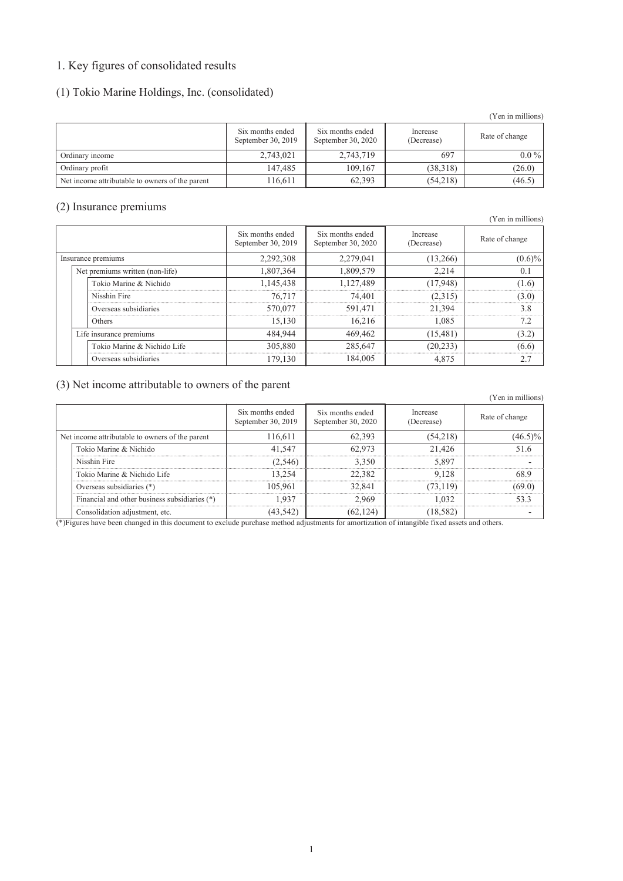# 1. Key figures of consolidated results

## (1) Tokio Marine Holdings, Inc. (consolidated)

(Yen in millions)

| | Six months ended September 30, 2019 | Six months ended September 30, 2020 | Increase (Decrease) | Rate of change |
|---|---|---|---|---|
| Ordinary income | 2,743,021 | 2,743,719 | 697 | 0.0 % |
| Ordinary profit | 147,485 | 109,167 | (38,318) | (26.0) |
| Net income attributable to owners of the parent | 116,611 | 62,393 | (54,218) | (46.5) |

## (2) Insurance premiums

(Yen in millions)

| | Six months ended September 30, 2019 | Six months ended September 30, 2020 | Increase (Decrease) | Rate of change |
|---|---|---|---|---|
| Insurance premiums | 2,292,308 | 2,279,041 | (13,266) | (0.6)% |
| Net premiums written (non-life) | 1,807,364 | 1,809,579 | 2,214 | 0.1 |
| Tokio Marine & Nichido | 1,145,438 | 1,127,489 | (17,948) | (1.6) |
| Nisshin Fire | 76,717 | 74,401 | (2,315) | (3.0) |
| Overseas subsidiaries | 570,077 | 591,471 | 21,394 | 3.8 |
| Others | 15,130 | 16,216 | 1,085 | 7.2 |
| Life insurance premiums | 484,944 | 469,462 | (15,481) | (3.2) |
| Tokio Marine & Nichido Life | 305,880 | 285,647 | (20,233) | (6.6) |
| Overseas subsidiaries | 179,130 | 184,005 | 4,875 | 2.7 |

## (3) Net income attributable to owners of the parent

(Yen in millions)

| | Six months ended September 30, 2019 | Six months ended September 30, 2020 | Increase (Decrease) | Rate of change |
|---|---|---|---|---|
| Net income attributable to owners of the parent | 116,611 | 62,393 | (54,218) | (46.5)% |
| Tokio Marine & Nichido | 41,547 | 62,973 | 21,426 | 51.6 |
| Nisshin Fire | (2,546) | 3,350 | 5,897 | - |
| Tokio Marine & Nichido Life | 13,254 | 22,382 | 9,128 | 68.9 |
| Overseas subsidiaries (*) | 105,961 | 32,841 | (73,119) | (69.0) |
| Financial and other business subsidiaries (*) | 1,937 | 2,969 | 1,032 | 53.3 |
| Consolidation adjustment, etc. | (43,542) | (62,124) | (18,582) | - |

(*)Figures have been changed in this document to exclude purchase method adjustments for amortization of intangible fixed assets and others.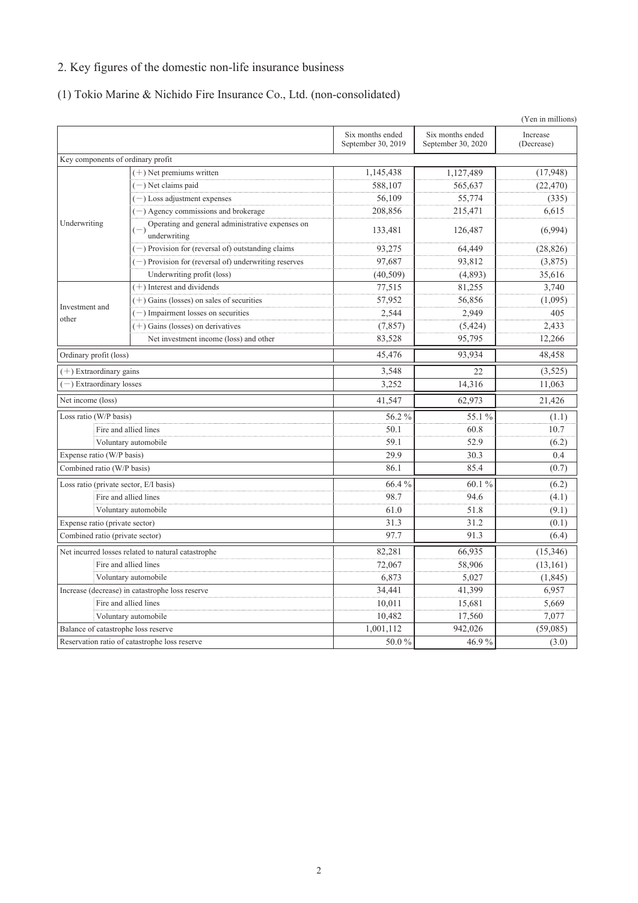## 2. Key figures of the domestic non-life insurance business

### (1) Tokio Marine & Nichido Fire Insurance Co., Ltd. (non-consolidated)

(Yen in millions)

| | | Six months ended September 30, 2019 | Six months ended September 30, 2020 | Increase (Decrease) |
|---|---|---|---|---|
| Key components of ordinary profit | | | | |
| Underwriting | (+) Net premiums written | 1,145,438 | 1,127,489 | (17,948) |
| | (−) Net claims paid | 588,107 | 565,637 | (22,470) |
| | (−) Loss adjustment expenses | 56,109 | 55,774 | (335) |
| | (−) Agency commissions and brokerage | 208,856 | 215,471 | 6,615 |
| | (−) Operating and general administrative expenses on underwriting | 133,481 | 126,487 | (6,994) |
| | (−) Provision for (reversal of) outstanding claims | 93,275 | 64,449 | (28,826) |
| | (−) Provision for (reversal of) underwriting reserves | 97,687 | 93,812 | (3,875) |
| | Underwriting profit (loss) | (40,509) | (4,893) | 35,616 |
| Investment and other | (+) Interest and dividends | 77,515 | 81,255 | 3,740 |
| | (+) Gains (losses) on sales of securities | 57,952 | 56,856 | (1,095) |
| | (−) Impairment losses on securities | 2,544 | 2,949 | 405 |
| | (+) Gains (losses) on derivatives | (7,857) | (5,424) | 2,433 |
| | Net investment income (loss) and other | 83,528 | 95,795 | 12,266 |
| Ordinary profit (loss) | | 45,476 | 93,934 | 48,458 |
| (+) Extraordinary gains | | 3,548 | 22 | (3,525) |
| (−) Extraordinary losses | | 3,252 | 14,316 | 11,063 |
| Net income (loss) | | 41,547 | 62,973 | 21,426 |
| Loss ratio (W/P basis) | | 56.2 % | 55.1 % | (1.1) |
| | Fire and allied lines | 50.1 | 60.8 | 10.7 |
| | Voluntary automobile | 59.1 | 52.9 | (6.2) |
| Expense ratio (W/P basis) | | 29.9 | 30.3 | 0.4 |
| Combined ratio (W/P basis) | | 86.1 | 85.4 | (0.7) |
| Loss ratio (private sector, E/I basis) | | 66.4 % | 60.1 % | (6.2) |
| | Fire and allied lines | 98.7 | 94.6 | (4.1) |
| | Voluntary automobile | 61.0 | 51.8 | (9.1) |
| Expense ratio (private sector) | | 31.3 | 31.2 | (0.1) |
| Combined ratio (private sector) | | 97.7 | 91.3 | (6.4) |
| Net incurred losses related to natural catastrophe | | 82,281 | 66,935 | (15,346) |
| | Fire and allied lines | 72,067 | 58,906 | (13,161) |
| | Voluntary automobile | 6,873 | 5,027 | (1,845) |
| Increase (decrease) in catastrophe loss reserve | | 34,441 | 41,399 | 6,957 |
| | Fire and allied lines | 10,011 | 15,681 | 5,669 |
| | Voluntary automobile | 10,482 | 17,560 | 7,077 |
| Balance of catastrophe loss reserve | | 1,001,112 | 942,026 | (59,085) |
| Reservation ratio of catastrophe loss reserve | | 50.0 % | 46.9 % | (3.0) |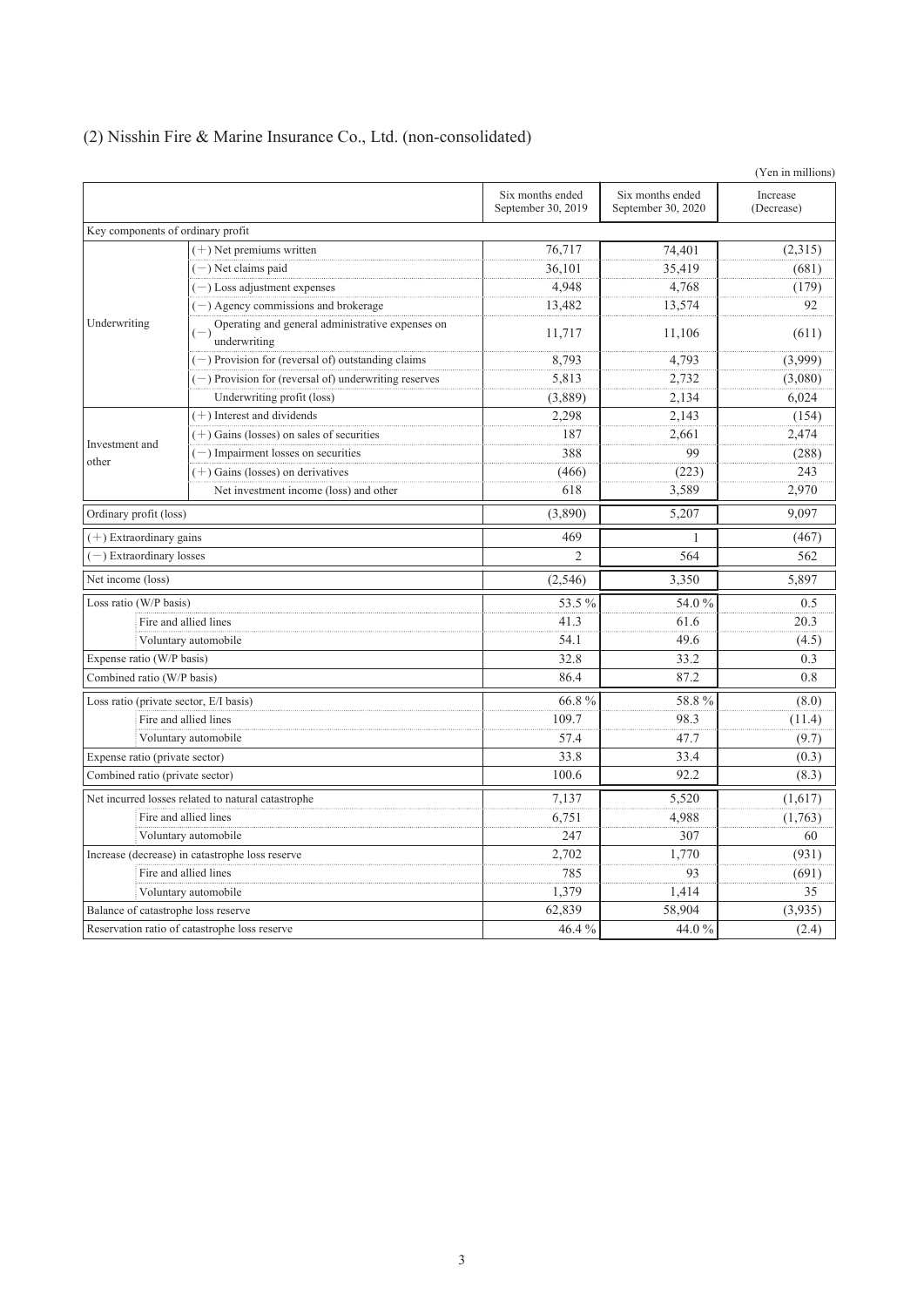## (2) Nisshin Fire & Marine Insurance Co., Ltd. (non-consolidated)

(Yen in millions)

| | | Six months ended September 30, 2019 | Six months ended September 30, 2020 | Increase (Decrease) |
|---|---|---|---|---|
| Key components of ordinary profit | | | | |
| Underwriting | (+) Net premiums written | 76,717 | 74,401 | (2,315) |
| | (−) Net claims paid | 36,101 | 35,419 | (681) |
| | (−) Loss adjustment expenses | 4,948 | 4,768 | (179) |
| | (−) Agency commissions and brokerage | 13,482 | 13,574 | 92 |
| | (−) Operating and general administrative expenses on underwriting | 11,717 | 11,106 | (611) |
| | (−) Provision for (reversal of) outstanding claims | 8,793 | 4,793 | (3,999) |
| | (−) Provision for (reversal of) underwriting reserves | 5,813 | 2,732 | (3,080) |
| | Underwriting profit (loss) | (3,889) | 2,134 | 6,024 |
| Investment and other | (+) Interest and dividends | 2,298 | 2,143 | (154) |
| | (+) Gains (losses) on sales of securities | 187 | 2,661 | 2,474 |
| | (−) Impairment losses on securities | 388 | 99 | (288) |
| | (+) Gains (losses) on derivatives | (466) | (223) | 243 |
| | Net investment income (loss) and other | 618 | 3,589 | 2,970 |
| Ordinary profit (loss) | | (3,890) | 5,207 | 9,097 |
| (+) Extraordinary gains | | 469 | 1 | (467) |
| (−) Extraordinary losses | | 2 | 564 | 562 |
| Net income (loss) | | (2,546) | 3,350 | 5,897 |
| Loss ratio (W/P basis) | | 53.5 % | 54.0 % | 0.5 |
| | Fire and allied lines | 41.3 | 61.6 | 20.3 |
| | Voluntary automobile | 54.1 | 49.6 | (4.5) |
| Expense ratio (W/P basis) | | 32.8 | 33.2 | 0.3 |
| Combined ratio (W/P basis) | | 86.4 | 87.2 | 0.8 |
| Loss ratio (private sector, E/I basis) | | 66.8 % | 58.8 % | (8.0) |
| | Fire and allied lines | 109.7 | 98.3 | (11.4) |
| | Voluntary automobile | 57.4 | 47.7 | (9.7) |
| Expense ratio (private sector) | | 33.8 | 33.4 | (0.3) |
| Combined ratio (private sector) | | 100.6 | 92.2 | (8.3) |
| Net incurred losses related to natural catastrophe | | 7,137 | 5,520 | (1,617) |
| | Fire and allied lines | 6,751 | 4,988 | (1,763) |
| | Voluntary automobile | 247 | 307 | 60 |
| Increase (decrease) in catastrophe loss reserve | | 2,702 | 1,770 | (931) |
| | Fire and allied lines | 785 | 93 | (691) |
| | Voluntary automobile | 1,379 | 1,414 | 35 |
| Balance of catastrophe loss reserve | | 62,839 | 58,904 | (3,935) |
| Reservation ratio of catastrophe loss reserve | | 46.4 % | 44.0 % | (2.4) |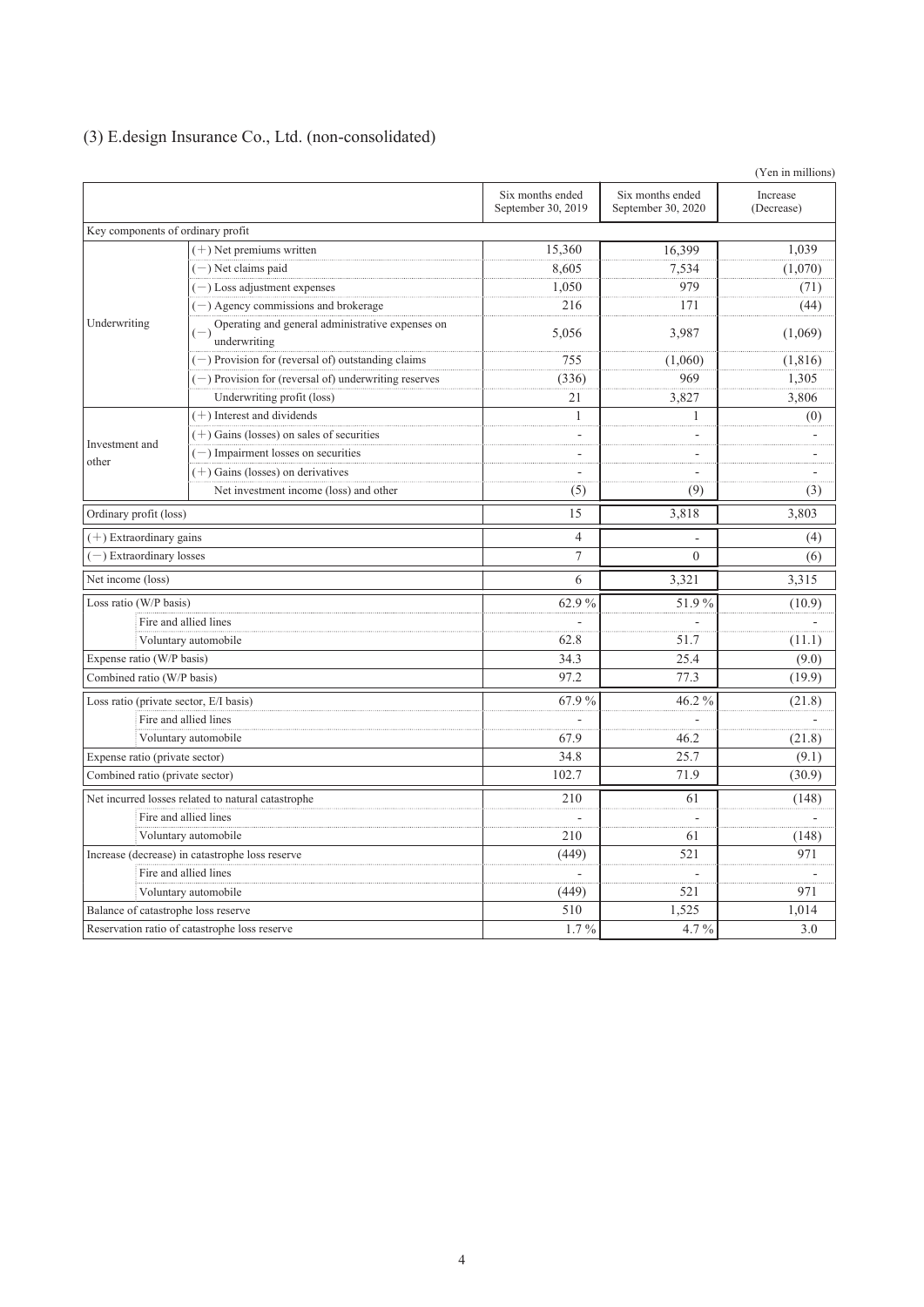## (3) E.design Insurance Co., Ltd. (non-consolidated)

(Yen in millions)

| | | Six months ended September 30, 2019 | Six months ended September 30, 2020 | Increase (Decrease) |
|---|---|---|---|---|
| Key components of ordinary profit | | | | |
| Underwriting | (+) Net premiums written | 15,360 | 16,399 | 1,039 |
| | (−) Net claims paid | 8,605 | 7,534 | (1,070) |
| | (−) Loss adjustment expenses | 1,050 | 979 | (71) |
| | (−) Agency commissions and brokerage | 216 | 171 | (44) |
| | (−) Operating and general administrative expenses on underwriting | 5,056 | 3,987 | (1,069) |
| | (−) Provision for (reversal of) outstanding claims | 755 | (1,060) | (1,816) |
| | (−) Provision for (reversal of) underwriting reserves | (336) | 969 | 1,305 |
| | Underwriting profit (loss) | 21 | 3,827 | 3,806 |
| Investment and other | (+) Interest and dividends | 1 | 1 | (0) |
| | (+) Gains (losses) on sales of securities | - | - | - |
| | (−) Impairment losses on securities | - | - | - |
| | (+) Gains (losses) on derivatives | - | - | - |
| | Net investment income (loss) and other | (5) | (9) | (3) |
| Ordinary profit (loss) | | 15 | 3,818 | 3,803 |
| (+) Extraordinary gains | | 4 | - | (4) |
| (−) Extraordinary losses | | 7 | 0 | (6) |
| Net income (loss) | | 6 | 3,321 | 3,315 |
| Loss ratio (W/P basis) | | 62.9 % | 51.9 % | (10.9) |
| | Fire and allied lines | - | - | - |
| | Voluntary automobile | 62.8 | 51.7 | (11.1) |
| Expense ratio (W/P basis) | | 34.3 | 25.4 | (9.0) |
| Combined ratio (W/P basis) | | 97.2 | 77.3 | (19.9) |
| Loss ratio (private sector, E/I basis) | | 67.9 % | 46.2 % | (21.8) |
| | Fire and allied lines | - | - | - |
| | Voluntary automobile | 67.9 | 46.2 | (21.8) |
| Expense ratio (private sector) | | 34.8 | 25.7 | (9.1) |
| Combined ratio (private sector) | | 102.7 | 71.9 | (30.9) |
| Net incurred losses related to natural catastrophe | | 210 | 61 | (148) |
| | Fire and allied lines | - | - | - |
| | Voluntary automobile | 210 | 61 | (148) |
| Increase (decrease) in catastrophe loss reserve | | (449) | 521 | 971 |
| | Fire and allied lines | - | - | - |
| | Voluntary automobile | (449) | 521 | 971 |
| Balance of catastrophe loss reserve | | 510 | 1,525 | 1,014 |
| Reservation ratio of catastrophe loss reserve | | 1.7 % | 4.7 % | 3.0 |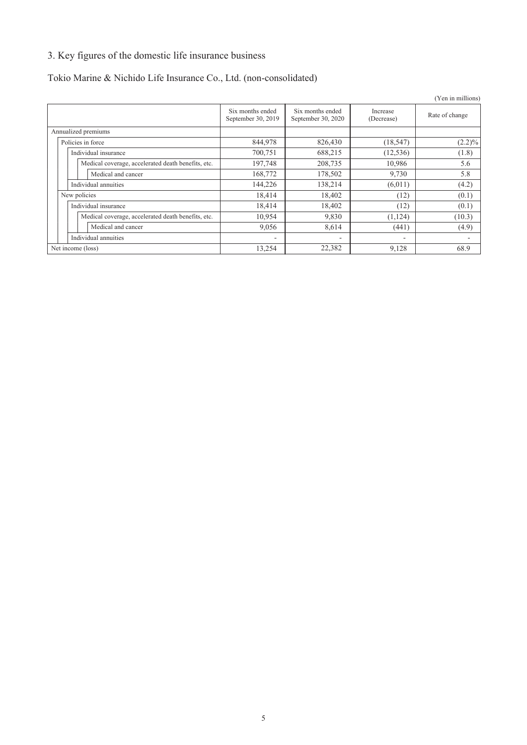## 3. Key figures of the domestic life insurance business

### Tokio Marine & Nichido Life Insurance Co., Ltd. (non-consolidated)

(Yen in millions)

| | Six months ended September 30, 2019 | Six months ended September 30, 2020 | Increase (Decrease) | Rate of change |
|---|---|---|---|---|
| Annualized premiums | | | | |
| Policies in force | 844,978 | 826,430 | (18,547) | (2.2)% |
| Individual insurance | 700,751 | 688,215 | (12,536) | (1.8) |
| Medical coverage, accelerated death benefits, etc. | 197,748 | 208,735 | 10,986 | 5.6 |
| Medical and cancer | 168,772 | 178,502 | 9,730 | 5.8 |
| Individual annuities | 144,226 | 138,214 | (6,011) | (4.2) |
| New policies | 18,414 | 18,402 | (12) | (0.1) |
| Individual insurance | 18,414 | 18,402 | (12) | (0.1) |
| Medical coverage, accelerated death benefits, etc. | 10,954 | 9,830 | (1,124) | (10.3) |
| Medical and cancer | 9,056 | 8,614 | (441) | (4.9) |
| Individual annuities | - | - | - | - |
| Net income (loss) | 13,254 | 22,382 | 9,128 | 68.9 |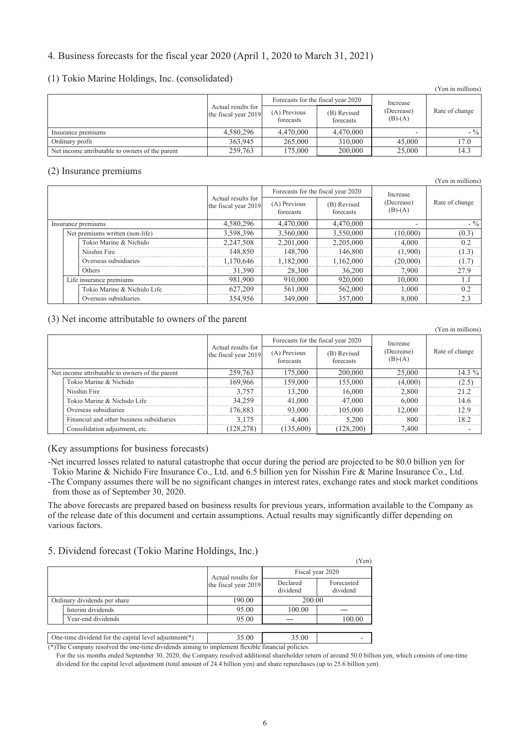## 4. Business forecasts for the fiscal year 2020 (April 1, 2020 to March 31, 2021)

### (1) Tokio Marine Holdings, Inc. (consolidated)

(Yen in millions)

| | Actual results for the fiscal year 2019 | Forecasts for the fiscal year 2020 | | Increase (Decrease) (B)-(A) | Rate of change |
|---|---|---|---|---|---|
| | | (A) Previous forecasts | (B) Revised forecasts | | |
| Insurance premiums | 4,580,296 | 4,470,000 | 4,470,000 | - | - % |
| Ordinary profit | 363,945 | 265,000 | 310,000 | 45,000 | 17.0 |
| Net income attributable to owners of the parent | 259,763 | 175,000 | 200,000 | 25,000 | 14.3 |

### (2) Insurance premiums

(Yen in millions)

| | Actual results for the fiscal year 2019 | Forecasts for the fiscal year 2020 | | Increase (Decrease) (B)-(A) | Rate of change |
|---|---|---|---|---|---|
| | | (A) Previous forecasts | (B) Revised forecasts | | |
| Insurance premiums | 4,580,296 | 4,470,000 | 4,470,000 | - | - % |
| Net premiums written (non-life) | 3,598,396 | 3,560,000 | 3,550,000 | (10,000) | (0.3) |
| Tokio Marine & Nichido | 2,247,508 | 2,201,000 | 2,205,000 | 4,000 | 0.2 |
| Nisshin Fire | 148,850 | 148,700 | 146,800 | (1,900) | (1.3) |
| Overseas subsidiaries | 1,170,646 | 1,182,000 | 1,162,000 | (20,000) | (1.7) |
| Others | 31,390 | 28,300 | 36,200 | 7,900 | 27.9 |
| Life insurance premiums | 981,900 | 910,000 | 920,000 | 10,000 | 1.1 |
| Tokio Marine & Nichido Life | 627,209 | 561,000 | 562,000 | 1,000 | 0.2 |
| Overseas subsidiaries | 354,956 | 349,000 | 357,000 | 8,000 | 2.3 |

### (3) Net income attributable to owners of the parent

(Yen in millions)

| | Actual results for the fiscal year 2019 | Forecasts for the fiscal year 2020 | | Increase (Decrease) (B)-(A) | Rate of change |
|---|---|---|---|---|---|
| | | (A) Previous forecasts | (B) Revised forecasts | | |
| Net income attributable to owners of the parent | 259,763 | 175,000 | 200,000 | 25,000 | 14.3 % |
| Tokio Marine & Nichido | 169,966 | 159,000 | 155,000 | (4,000) | (2.5) |
| Nisshin Fire | 3,757 | 13,200 | 16,000 | 2,800 | 21.2 |
| Tokio Marine & Nichido Life | 34,259 | 41,000 | 47,000 | 6,000 | 14.6 |
| Overseas subsidiaries | 176,883 | 93,000 | 105,000 | 12,000 | 12.9 |
| Financial and other business subsidiaries | 3,175 | 4,400 | 5,200 | 800 | 18.2 |
| Consolidation adjustment, etc. | (128,278) | (135,600) | (128,200) | 7,400 | - |

(Key assumptions for business forecasts)

- Net incurred losses related to natural catastrophe that occur during the period are projected to be 80.0 billion yen for Tokio Marine & Nichido Fire Insurance Co., Ltd. and 6.5 billion yen for Nisshin Fire & Marine Insurance Co., Ltd.
- The Company assumes there will be no significant changes in interest rates, exchange rates and stock market conditions from those as of September 30, 2020.

The above forecasts are prepared based on business results for previous years, information available to the Company as of the release date of this document and certain assumptions. Actual results may significantly differ depending on various factors.

## 5. Dividend forecast (Tokio Marine Holdings, Inc.)

(Yen)

| | Actual results for the fiscal year 2019 | Fiscal year 2020 | |
|---|---|---|---|
| | | Declared dividend | Forecasted dividend |
| Ordinary dividends per share | 190.00 | 200.00 | |
| Interim dividends | 95.00 | 100.00 | — |
| Year-end dividends | 95.00 | — | 100.00 |
| One-time dividend for the capital level adjustment(*) | 35.00 | 35.00 | - |

(*)The Company resolved the one-time dividends aiming to implement flexible financial policies.

For the six months ended September 30, 2020, the Company resolved additional shareholder return of around 50.0 billion yen, which consists of one-time dividend for the capital level adjustment (total amount of 24.4 billion yen) and share repurchases (up to 25.6 billion yen).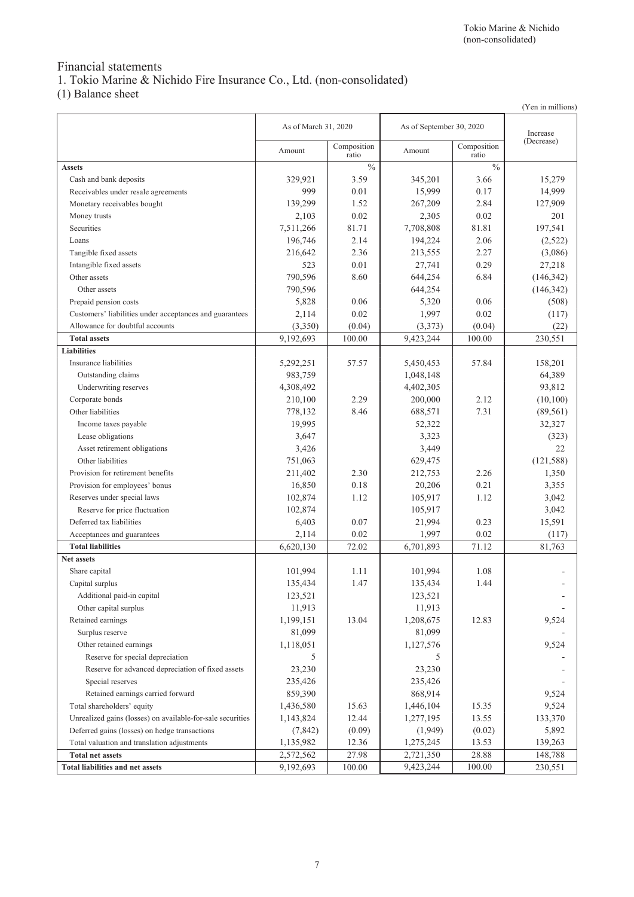Tokio Marine & Nichido (non-consolidated)

# Financial statements

## 1. Tokio Marine & Nichido Fire Insurance Co., Ltd. (non-consolidated)

### (1) Balance sheet

(Yen in millions)

| | As of March 31, 2020 | | As of September 30, 2020 | | Increase (Decrease) |
|---|---|---|---|---|---|
| | Amount | Composition ratio | Amount | Composition ratio | |
| **Assets** | | % | | % | |
| Cash and bank deposits | 329,921 | 3.59 | 345,201 | 3.66 | 15,279 |
| Receivables under resale agreements | 999 | 0.01 | 15,999 | 0.17 | 14,999 |
| Monetary receivables bought | 139,299 | 1.52 | 267,209 | 2.84 | 127,909 |
| Money trusts | 2,103 | 0.02 | 2,305 | 0.02 | 201 |
| Securities | 7,511,266 | 81.71 | 7,708,808 | 81.81 | 197,541 |
| Loans | 196,746 | 2.14 | 194,224 | 2.06 | (2,522) |
| Tangible fixed assets | 216,642 | 2.36 | 213,555 | 2.27 | (3,086) |
| Intangible fixed assets | 523 | 0.01 | 27,741 | 0.29 | 27,218 |
| Other assets | 790,596 | 8.60 | 644,254 | 6.84 | (146,342) |
| Other assets | 790,596 | | 644,254 | | (146,342) |
| Prepaid pension costs | 5,828 | 0.06 | 5,320 | 0.06 | (508) |
| Customers' liabilities under acceptances and guarantees | 2,114 | 0.02 | 1,997 | 0.02 | (117) |
| Allowance for doubtful accounts | (3,350) | (0.04) | (3,373) | (0.04) | (22) |
| **Total assets** | 9,192,693 | 100.00 | 9,423,244 | 100.00 | 230,551 |
| **Liabilities** | | | | | |
| Insurance liabilities | 5,292,251 | 57.57 | 5,450,453 | 57.84 | 158,201 |
| Outstanding claims | 983,759 | | 1,048,148 | | 64,389 |
| Underwriting reserves | 4,308,492 | | 4,402,305 | | 93,812 |
| Corporate bonds | 210,100 | 2.29 | 200,000 | 2.12 | (10,100) |
| Other liabilities | 778,132 | 8.46 | 688,571 | 7.31 | (89,561) |
| Income taxes payable | 19,995 | | 52,322 | | 32,327 |
| Lease obligations | 3,647 | | 3,323 | | (323) |
| Asset retirement obligations | 3,426 | | 3,449 | | 22 |
| Other liabilities | 751,063 | | 629,475 | | (121,588) |
| Provision for retirement benefits | 211,402 | 2.30 | 212,753 | 2.26 | 1,350 |
| Provision for employees' bonus | 16,850 | 0.18 | 20,206 | 0.21 | 3,355 |
| Reserves under special laws | 102,874 | 1.12 | 105,917 | 1.12 | 3,042 |
| Reserve for price fluctuation | 102,874 | | 105,917 | | 3,042 |
| Deferred tax liabilities | 6,403 | 0.07 | 21,994 | 0.23 | 15,591 |
| Acceptances and guarantees | 2,114 | 0.02 | 1,997 | 0.02 | (117) |
| **Total liabilities** | 6,620,130 | 72.02 | 6,701,893 | 71.12 | 81,763 |
| **Net assets** | | | | | |
| Share capital | 101,994 | 1.11 | 101,994 | 1.08 | - |
| Capital surplus | 135,434 | 1.47 | 135,434 | 1.44 | - |
| Additional paid-in capital | 123,521 | | 123,521 | | - |
| Other capital surplus | 11,913 | | 11,913 | | - |
| Retained earnings | 1,199,151 | 13.04 | 1,208,675 | 12.83 | 9,524 |
| Surplus reserve | 81,099 | | 81,099 | | - |
| Other retained earnings | 1,118,051 | | 1,127,576 | | 9,524 |
| Reserve for special depreciation | 5 | | 5 | | - |
| Reserve for advanced depreciation of fixed assets | 23,230 | | 23,230 | | - |
| Special reserves | 235,426 | | 235,426 | | - |
| Retained earnings carried forward | 859,390 | | 868,914 | | 9,524 |
| Total shareholders' equity | 1,436,580 | 15.63 | 1,446,104 | 15.35 | 9,524 |
| Unrealized gains (losses) on available-for-sale securities | 1,143,824 | 12.44 | 1,277,195 | 13.55 | 133,370 |
| Deferred gains (losses) on hedge transactions | (7,842) | (0.09) | (1,949) | (0.02) | 5,892 |
| Total valuation and translation adjustments | 1,135,982 | 12.36 | 1,275,245 | 13.53 | 139,263 |
| **Total net assets** | 2,572,562 | 27.98 | 2,721,350 | 28.88 | 148,788 |
| **Total liabilities and net assets** | 9,192,693 | 100.00 | 9,423,244 | 100.00 | 230,551 |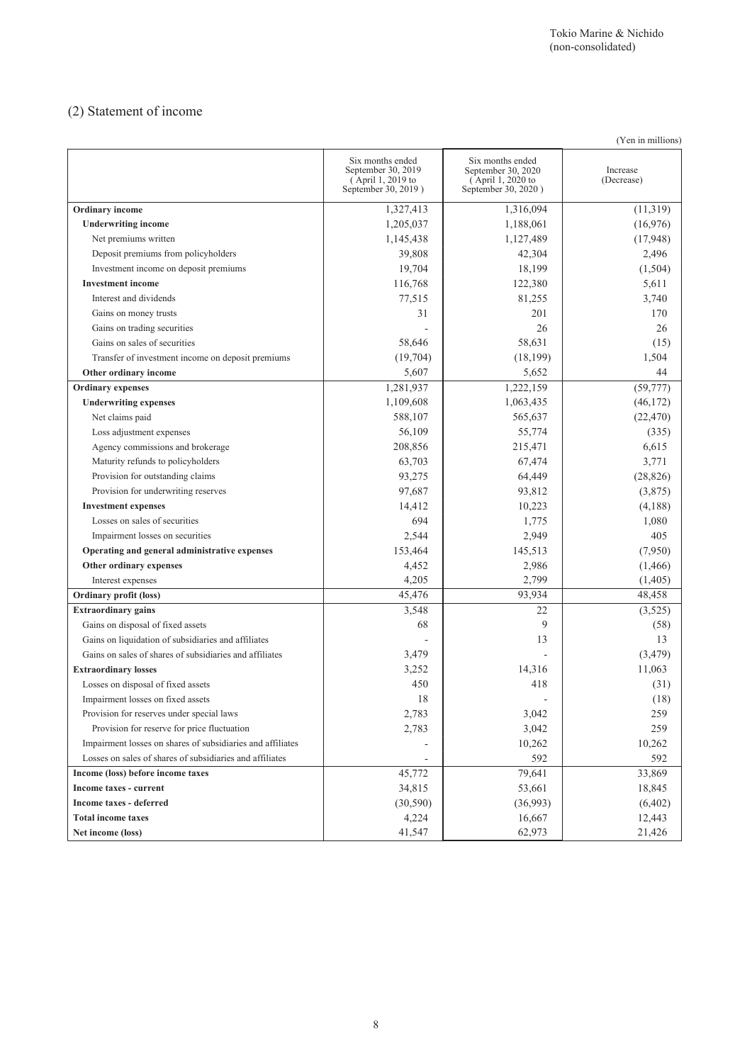Tokio Marine & Nichido
(non-consolidated)

## (2) Statement of income

(Yen in millions)

| | Six months ended September 30, 2019 (April 1, 2019 to September 30, 2019) | Six months ended September 30, 2020 (April 1, 2020 to September 30, 2020) | Increase (Decrease) |
|---|---|---|---|
| **Ordinary income** | 1,327,413 | 1,316,094 | (11,319) |
| **Underwriting income** | 1,205,037 | 1,188,061 | (16,976) |
| Net premiums written | 1,145,438 | 1,127,489 | (17,948) |
| Deposit premiums from policyholders | 39,808 | 42,304 | 2,496 |
| Investment income on deposit premiums | 19,704 | 18,199 | (1,504) |
| **Investment income** | 116,768 | 122,380 | 5,611 |
| Interest and dividends | 77,515 | 81,255 | 3,740 |
| Gains on money trusts | 31 | 201 | 170 |
| Gains on trading securities | - | 26 | 26 |
| Gains on sales of securities | 58,646 | 58,631 | (15) |
| Transfer of investment income on deposit premiums | (19,704) | (18,199) | 1,504 |
| **Other ordinary income** | 5,607 | 5,652 | 44 |
| **Ordinary expenses** | 1,281,937 | 1,222,159 | (59,777) |
| **Underwriting expenses** | 1,109,608 | 1,063,435 | (46,172) |
| Net claims paid | 588,107 | 565,637 | (22,470) |
| Loss adjustment expenses | 56,109 | 55,774 | (335) |
| Agency commissions and brokerage | 208,856 | 215,471 | 6,615 |
| Maturity refunds to policyholders | 63,703 | 67,474 | 3,771 |
| Provision for outstanding claims | 93,275 | 64,449 | (28,826) |
| Provision for underwriting reserves | 97,687 | 93,812 | (3,875) |
| **Investment expenses** | 14,412 | 10,223 | (4,188) |
| Losses on sales of securities | 694 | 1,775 | 1,080 |
| Impairment losses on securities | 2,544 | 2,949 | 405 |
| **Operating and general administrative expenses** | 153,464 | 145,513 | (7,950) |
| **Other ordinary expenses** | 4,452 | 2,986 | (1,466) |
| Interest expenses | 4,205 | 2,799 | (1,405) |
| **Ordinary profit (loss)** | 45,476 | 93,934 | 48,458 |
| **Extraordinary gains** | 3,548 | 22 | (3,525) |
| Gains on disposal of fixed assets | 68 | 9 | (58) |
| Gains on liquidation of subsidiaries and affiliates | - | 13 | 13 |
| Gains on sales of shares of subsidiaries and affiliates | 3,479 | - | (3,479) |
| **Extraordinary losses** | 3,252 | 14,316 | 11,063 |
| Losses on disposal of fixed assets | 450 | 418 | (31) |
| Impairment losses on fixed assets | 18 | - | (18) |
| Provision for reserves under special laws | 2,783 | 3,042 | 259 |
| Provision for reserve for price fluctuation | 2,783 | 3,042 | 259 |
| Impairment losses on shares of subsidiaries and affiliates | - | 10,262 | 10,262 |
| Losses on sales of shares of subsidiaries and affiliates | - | 592 | 592 |
| **Income (loss) before income taxes** | 45,772 | 79,641 | 33,869 |
| **Income taxes - current** | 34,815 | 53,661 | 18,845 |
| **Income taxes - deferred** | (30,590) | (36,993) | (6,402) |
| **Total income taxes** | 4,224 | 16,667 | 12,443 |
| **Net income (loss)** | 41,547 | 62,973 | 21,426 |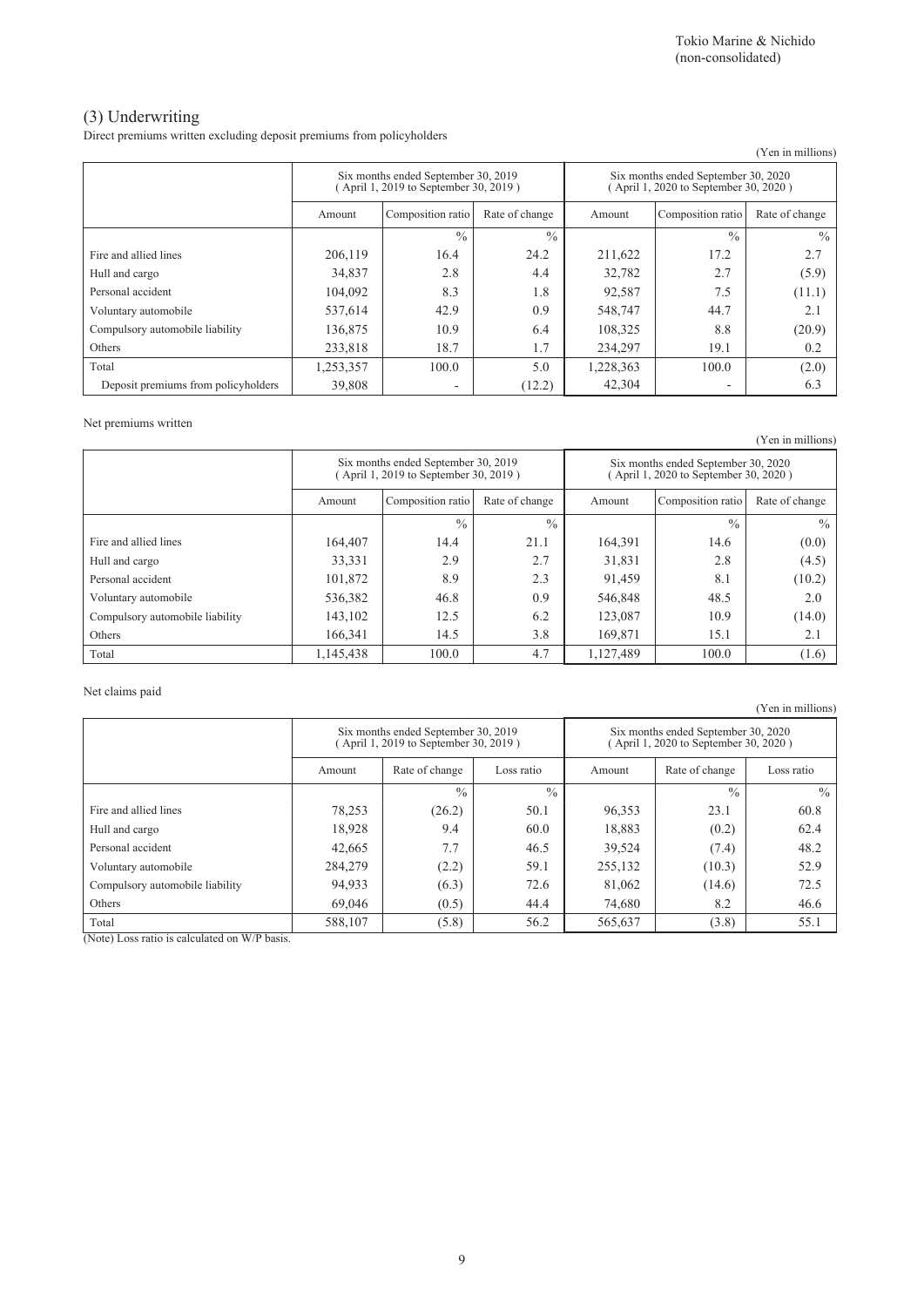Tokio Marine & Nichido (non-consolidated)

## (3) Underwriting

Direct premiums written excluding deposit premiums from policyholders

(Yen in millions)

| | Six months ended September 30, 2019 ( April 1, 2019 to September 30, 2019 ) | | | Six months ended September 30, 2020 ( April 1, 2020 to September 30, 2020 ) | | |
|---|---|---|---|---|---|---|
| | Amount | Composition ratio | Rate of change | Amount | Composition ratio | Rate of change |
| | | % | % | | % | % |
| Fire and allied lines | 206,119 | 16.4 | 24.2 | 211,622 | 17.2 | 2.7 |
| Hull and cargo | 34,837 | 2.8 | 4.4 | 32,782 | 2.7 | (5.9) |
| Personal accident | 104,092 | 8.3 | 1.8 | 92,587 | 7.5 | (11.1) |
| Voluntary automobile | 537,614 | 42.9 | 0.9 | 548,747 | 44.7 | 2.1 |
| Compulsory automobile liability | 136,875 | 10.9 | 6.4 | 108,325 | 8.8 | (20.9) |
| Others | 233,818 | 18.7 | 1.7 | 234,297 | 19.1 | 0.2 |
| Total | 1,253,357 | 100.0 | 5.0 | 1,228,363 | 100.0 | (2.0) |
| Deposit premiums from policyholders | 39,808 | - | (12.2) | 42,304 | - | 6.3 |

Net premiums written

(Yen in millions)

| | Six months ended September 30, 2019 ( April 1, 2019 to September 30, 2019 ) | | | Six months ended September 30, 2020 ( April 1, 2020 to September 30, 2020 ) | | |
|---|---|---|---|---|---|---|
| | Amount | Composition ratio | Rate of change | Amount | Composition ratio | Rate of change |
| | | % | % | | % | % |
| Fire and allied lines | 164,407 | 14.4 | 21.1 | 164,391 | 14.6 | (0.0) |
| Hull and cargo | 33,331 | 2.9 | 2.7 | 31,831 | 2.8 | (4.5) |
| Personal accident | 101,872 | 8.9 | 2.3 | 91,459 | 8.1 | (10.2) |
| Voluntary automobile | 536,382 | 46.8 | 0.9 | 546,848 | 48.5 | 2.0 |
| Compulsory automobile liability | 143,102 | 12.5 | 6.2 | 123,087 | 10.9 | (14.0) |
| Others | 166,341 | 14.5 | 3.8 | 169,871 | 15.1 | 2.1 |
| Total | 1,145,438 | 100.0 | 4.7 | 1,127,489 | 100.0 | (1.6) |

Net claims paid

(Yen in millions)

| | Six months ended September 30, 2019 ( April 1, 2019 to September 30, 2019 ) | | | Six months ended September 30, 2020 ( April 1, 2020 to September 30, 2020 ) | | |
|---|---|---|---|---|---|---|
| | Amount | Rate of change | Loss ratio | Amount | Rate of change | Loss ratio |
| | | % | % | | % | % |
| Fire and allied lines | 78,253 | (26.2) | 50.1 | 96,353 | 23.1 | 60.8 |
| Hull and cargo | 18,928 | 9.4 | 60.0 | 18,883 | (0.2) | 62.4 |
| Personal accident | 42,665 | 7.7 | 46.5 | 39,524 | (7.4) | 48.2 |
| Voluntary automobile | 284,279 | (2.2) | 59.1 | 255,132 | (10.3) | 52.9 |
| Compulsory automobile liability | 94,933 | (6.3) | 72.6 | 81,062 | (14.6) | 72.5 |
| Others | 69,046 | (0.5) | 44.4 | 74,680 | 8.2 | 46.6 |
| Total | 588,107 | (5.8) | 56.2 | 565,637 | (3.8) | 55.1 |

(Note) Loss ratio is calculated on W/P basis.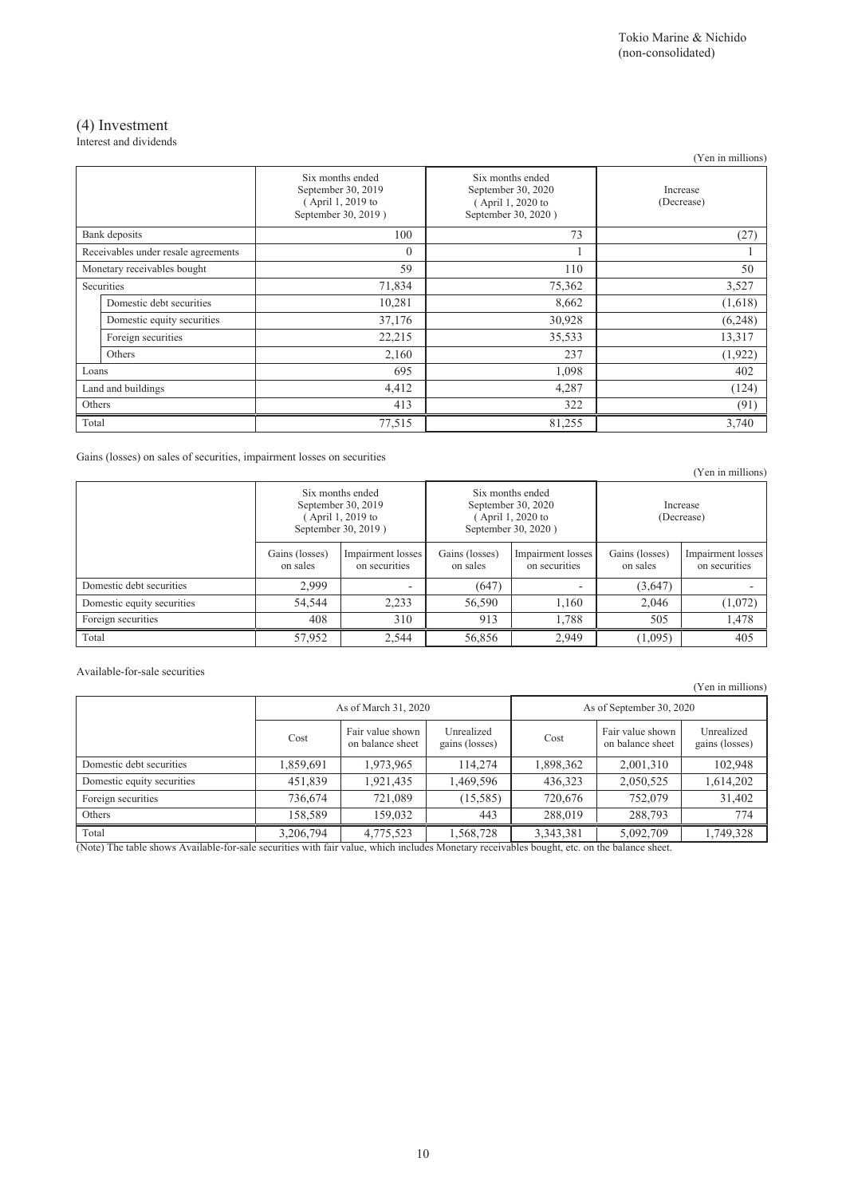## (4) Investment

Interest and dividends

(Yen in millions)

| | Six months ended September 30, 2019 ( April 1, 2019 to September 30, 2019 ) | Six months ended September 30, 2020 ( April 1, 2020 to September 30, 2020 ) | Increase (Decrease) |
|---|---|---|---|
| Bank deposits | 100 | 73 | (27) |
| Receivables under resale agreements | 0 | 1 | 1 |
| Monetary receivables bought | 59 | 110 | 50 |
| Securities | 71,834 | 75,362 | 3,527 |
| Domestic debt securities | 10,281 | 8,662 | (1,618) |
| Domestic equity securities | 37,176 | 30,928 | (6,248) |
| Foreign securities | 22,215 | 35,533 | 13,317 |
| Others | 2,160 | 237 | (1,922) |
| Loans | 695 | 1,098 | 402 |
| Land and buildings | 4,412 | 4,287 | (124) |
| Others | 413 | 322 | (91) |
| Total | 77,515 | 81,255 | 3,740 |

Gains (losses) on sales of securities, impairment losses on securities

(Yen in millions)

| | Six months ended September 30, 2019 ( April 1, 2019 to September 30, 2019 ) | | Six months ended September 30, 2020 ( April 1, 2020 to September 30, 2020 ) | | Increase (Decrease) | |
|---|---|---|---|---|---|---|
| | Gains (losses) on sales | Impairment losses on securities | Gains (losses) on sales | Impairment losses on securities | Gains (losses) on sales | Impairment losses on securities |
| Domestic debt securities | 2,999 | - | (647) | - | (3,647) | - |
| Domestic equity securities | 54,544 | 2,233 | 56,590 | 1,160 | 2,046 | (1,072) |
| Foreign securities | 408 | 310 | 913 | 1,788 | 505 | 1,478 |
| Total | 57,952 | 2,544 | 56,856 | 2,949 | (1,095) | 405 |

Available-for-sale securities

(Yen in millions)

| | As of March 31, 2020 | | | As of September 30, 2020 | | |
|---|---|---|---|---|---|---|
| | Cost | Fair value shown on balance sheet | Unrealized gains (losses) | Cost | Fair value shown on balance sheet | Unrealized gains (losses) |
| Domestic debt securities | 1,859,691 | 1,973,965 | 114,274 | 1,898,362 | 2,001,310 | 102,948 |
| Domestic equity securities | 451,839 | 1,921,435 | 1,469,596 | 436,323 | 2,050,525 | 1,614,202 |
| Foreign securities | 736,674 | 721,089 | (15,585) | 720,676 | 752,079 | 31,402 |
| Others | 158,589 | 159,032 | 443 | 288,019 | 288,793 | 774 |
| Total | 3,206,794 | 4,775,523 | 1,568,728 | 3,343,381 | 5,092,709 | 1,749,328 |

(Note) The table shows Available-for-sale securities with fair value, which includes Monetary receivables bought, etc. on the balance sheet.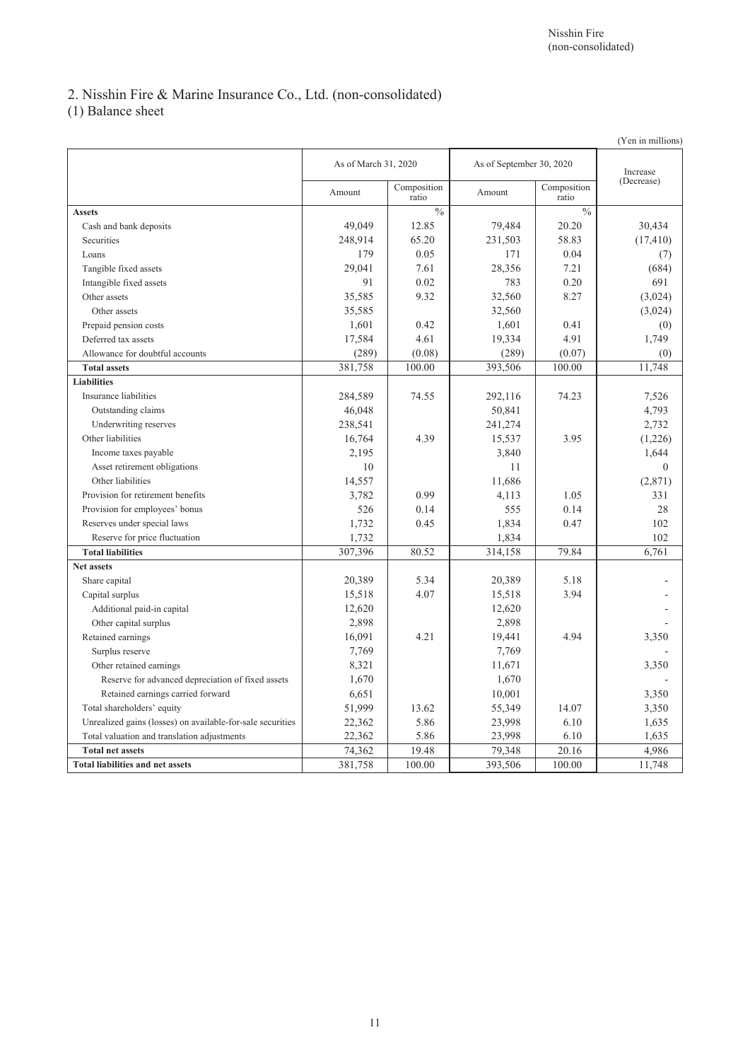## 2. Nisshin Fire & Marine Insurance Co., Ltd. (non-consolidated)

### (1) Balance sheet

(Yen in millions)

| | As of March 31, 2020 | | As of September 30, 2020 | | Increase (Decrease) |
|---|---|---|---|---|---|
| | Amount | Composition ratio | Amount | Composition ratio | |
| **Assets** | | % | | % | |
| Cash and bank deposits | 49,049 | 12.85 | 79,484 | 20.20 | 30,434 |
| Securities | 248,914 | 65.20 | 231,503 | 58.83 | (17,410) |
| Loans | 179 | 0.05 | 171 | 0.04 | (7) |
| Tangible fixed assets | 29,041 | 7.61 | 28,356 | 7.21 | (684) |
| Intangible fixed assets | 91 | 0.02 | 783 | 0.20 | 691 |
| Other assets | 35,585 | 9.32 | 32,560 | 8.27 | (3,024) |
| Other assets | 35,585 | | 32,560 | | (3,024) |
| Prepaid pension costs | 1,601 | 0.42 | 1,601 | 0.41 | (0) |
| Deferred tax assets | 17,584 | 4.61 | 19,334 | 4.91 | 1,749 |
| Allowance for doubtful accounts | (289) | (0.08) | (289) | (0.07) | (0) |
| **Total assets** | 381,758 | 100.00 | 393,506 | 100.00 | 11,748 |
| **Liabilities** | | | | | |
| Insurance liabilities | 284,589 | 74.55 | 292,116 | 74.23 | 7,526 |
| Outstanding claims | 46,048 | | 50,841 | | 4,793 |
| Underwriting reserves | 238,541 | | 241,274 | | 2,732 |
| Other liabilities | 16,764 | 4.39 | 15,537 | 3.95 | (1,226) |
| Income taxes payable | 2,195 | | 3,840 | | 1,644 |
| Asset retirement obligations | 10 | | 11 | | 0 |
| Other liabilities | 14,557 | | 11,686 | | (2,871) |
| Provision for retirement benefits | 3,782 | 0.99 | 4,113 | 1.05 | 331 |
| Provision for employees' bonus | 526 | 0.14 | 555 | 0.14 | 28 |
| Reserves under special laws | 1,732 | 0.45 | 1,834 | 0.47 | 102 |
| Reserve for price fluctuation | 1,732 | | 1,834 | | 102 |
| **Total liabilities** | 307,396 | 80.52 | 314,158 | 79.84 | 6,761 |
| **Net assets** | | | | | |
| Share capital | 20,389 | 5.34 | 20,389 | 5.18 | - |
| Capital surplus | 15,518 | 4.07 | 15,518 | 3.94 | - |
| Additional paid-in capital | 12,620 | | 12,620 | | - |
| Other capital surplus | 2,898 | | 2,898 | | - |
| Retained earnings | 16,091 | 4.21 | 19,441 | 4.94 | 3,350 |
| Surplus reserve | 7,769 | | 7,769 | | - |
| Other retained earnings | 8,321 | | 11,671 | | 3,350 |
| Reserve for advanced depreciation of fixed assets | 1,670 | | 1,670 | | - |
| Retained earnings carried forward | 6,651 | | 10,001 | | 3,350 |
| Total shareholders' equity | 51,999 | 13.62 | 55,349 | 14.07 | 3,350 |
| Unrealized gains (losses) on available-for-sale securities | 22,362 | 5.86 | 23,998 | 6.10 | 1,635 |
| Total valuation and translation adjustments | 22,362 | 5.86 | 23,998 | 6.10 | 1,635 |
| **Total net assets** | 74,362 | 19.48 | 79,348 | 20.16 | 4,986 |
| **Total liabilities and net assets** | 381,758 | 100.00 | 393,506 | 100.00 | 11,748 |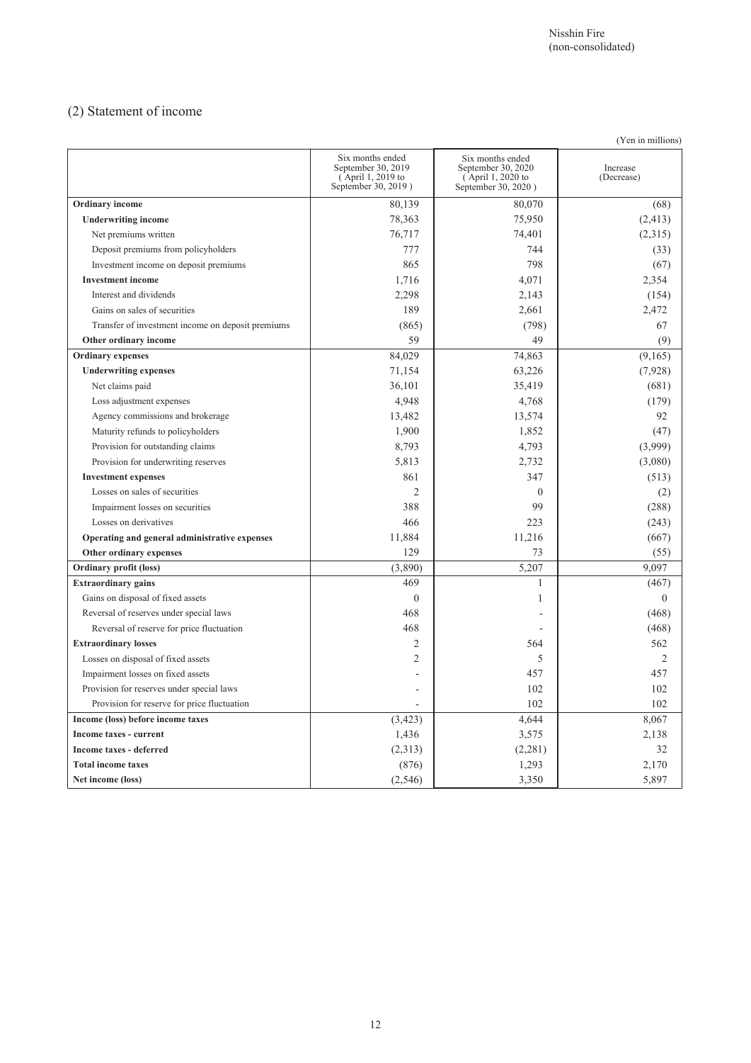## (2) Statement of income

(Yen in millions)

| | Six months ended September 30, 2019 (April 1, 2019 to September 30, 2019) | Six months ended September 30, 2020 (April 1, 2020 to September 30, 2020) | Increase (Decrease) |
|---|---|---|---|
| **Ordinary income** | 80,139 | 80,070 | (68) |
| **Underwriting income** | 78,363 | 75,950 | (2,413) |
| Net premiums written | 76,717 | 74,401 | (2,315) |
| Deposit premiums from policyholders | 777 | 744 | (33) |
| Investment income on deposit premiums | 865 | 798 | (67) |
| **Investment income** | 1,716 | 4,071 | 2,354 |
| Interest and dividends | 2,298 | 2,143 | (154) |
| Gains on sales of securities | 189 | 2,661 | 2,472 |
| Transfer of investment income on deposit premiums | (865) | (798) | 67 |
| **Other ordinary income** | 59 | 49 | (9) |
| **Ordinary expenses** | 84,029 | 74,863 | (9,165) |
| **Underwriting expenses** | 71,154 | 63,226 | (7,928) |
| Net claims paid | 36,101 | 35,419 | (681) |
| Loss adjustment expenses | 4,948 | 4,768 | (179) |
| Agency commissions and brokerage | 13,482 | 13,574 | 92 |
| Maturity refunds to policyholders | 1,900 | 1,852 | (47) |
| Provision for outstanding claims | 8,793 | 4,793 | (3,999) |
| Provision for underwriting reserves | 5,813 | 2,732 | (3,080) |
| **Investment expenses** | 861 | 347 | (513) |
| Losses on sales of securities | 2 | 0 | (2) |
| Impairment losses on securities | 388 | 99 | (288) |
| Losses on derivatives | 466 | 223 | (243) |
| **Operating and general administrative expenses** | 11,884 | 11,216 | (667) |
| **Other ordinary expenses** | 129 | 73 | (55) |
| **Ordinary profit (loss)** | (3,890) | 5,207 | 9,097 |
| **Extraordinary gains** | 469 | 1 | (467) |
| Gains on disposal of fixed assets | 0 | 1 | 0 |
| Reversal of reserves under special laws | 468 | - | (468) |
| Reversal of reserve for price fluctuation | 468 | - | (468) |
| **Extraordinary losses** | 2 | 564 | 562 |
| Losses on disposal of fixed assets | 2 | 5 | 2 |
| Impairment losses on fixed assets | - | 457 | 457 |
| Provision for reserves under special laws | - | 102 | 102 |
| Provision for reserve for price fluctuation | - | 102 | 102 |
| **Income (loss) before income taxes** | (3,423) | 4,644 | 8,067 |
| **Income taxes - current** | 1,436 | 3,575 | 2,138 |
| **Income taxes - deferred** | (2,313) | (2,281) | 32 |
| **Total income taxes** | (876) | 1,293 | 2,170 |
| **Net income (loss)** | (2,546) | 3,350 | 5,897 |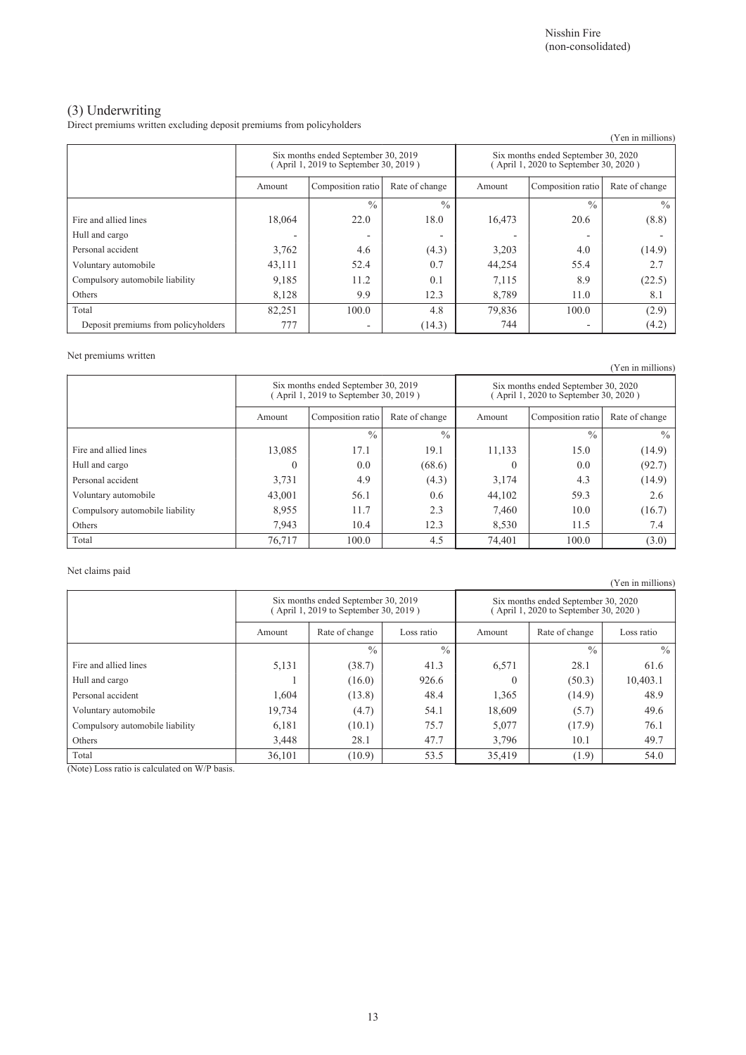Nisshin Fire
(non-consolidated)

## (3) Underwriting

Direct premiums written excluding deposit premiums from policyholders

(Yen in millions)

| | Six months ended September 30, 2019 ( April 1, 2019 to September 30, 2019 ) | | | Six months ended September 30, 2020 ( April 1, 2020 to September 30, 2020 ) | | |
|---|---|---|---|---|---|---|
| | Amount | Composition ratio | Rate of change | Amount | Composition ratio | Rate of change |
| | | % | % | | % | % |
| Fire and allied lines | 18,064 | 22.0 | 18.0 | 16,473 | 20.6 | (8.8) |
| Hull and cargo | - | - | - | - | - | - |
| Personal accident | 3,762 | 4.6 | (4.3) | 3,203 | 4.0 | (14.9) |
| Voluntary automobile | 43,111 | 52.4 | 0.7 | 44,254 | 55.4 | 2.7 |
| Compulsory automobile liability | 9,185 | 11.2 | 0.1 | 7,115 | 8.9 | (22.5) |
| Others | 8,128 | 9.9 | 12.3 | 8,789 | 11.0 | 8.1 |
| Total | 82,251 | 100.0 | 4.8 | 79,836 | 100.0 | (2.9) |
| Deposit premiums from policyholders | 777 | - | (14.3) | 744 | - | (4.2) |

Net premiums written

(Yen in millions)

| | Six months ended September 30, 2019 ( April 1, 2019 to September 30, 2019 ) | | | Six months ended September 30, 2020 ( April 1, 2020 to September 30, 2020 ) | | |
|---|---|---|---|---|---|---|
| | Amount | Composition ratio | Rate of change | Amount | Composition ratio | Rate of change |
| | | % | % | | % | % |
| Fire and allied lines | 13,085 | 17.1 | 19.1 | 11,133 | 15.0 | (14.9) |
| Hull and cargo | 0 | 0.0 | (68.6) | 0 | 0.0 | (92.7) |
| Personal accident | 3,731 | 4.9 | (4.3) | 3,174 | 4.3 | (14.9) |
| Voluntary automobile | 43,001 | 56.1 | 0.6 | 44,102 | 59.3 | 2.6 |
| Compulsory automobile liability | 8,955 | 11.7 | 2.3 | 7,460 | 10.0 | (16.7) |
| Others | 7,943 | 10.4 | 12.3 | 8,530 | 11.5 | 7.4 |
| Total | 76,717 | 100.0 | 4.5 | 74,401 | 100.0 | (3.0) |

Net claims paid

(Yen in millions)

| | Six months ended September 30, 2019 ( April 1, 2019 to September 30, 2019 ) | | | Six months ended September 30, 2020 ( April 1, 2020 to September 30, 2020 ) | | |
|---|---|---|---|---|---|---|
| | Amount | Rate of change | Loss ratio | Amount | Rate of change | Loss ratio |
| | | % | % | | % | % |
| Fire and allied lines | 5,131 | (38.7) | 41.3 | 6,571 | 28.1 | 61.6 |
| Hull and cargo | 1 | (16.0) | 926.6 | 0 | (50.3) | 10,403.1 |
| Personal accident | 1,604 | (13.8) | 48.4 | 1,365 | (14.9) | 48.9 |
| Voluntary automobile | 19,734 | (4.7) | 54.1 | 18,609 | (5.7) | 49.6 |
| Compulsory automobile liability | 6,181 | (10.1) | 75.7 | 5,077 | (17.9) | 76.1 |
| Others | 3,448 | 28.1 | 47.7 | 3,796 | 10.1 | 49.7 |
| Total | 36,101 | (10.9) | 53.5 | 35,419 | (1.9) | 54.0 |

(Note) Loss ratio is calculated on W/P basis.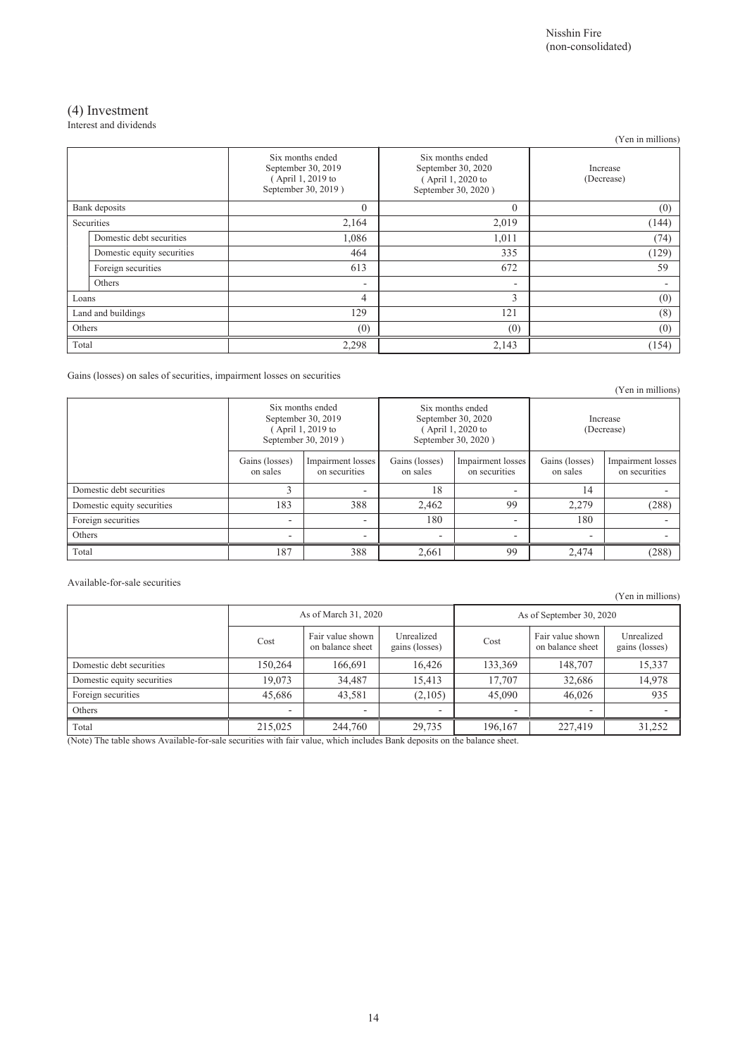Nisshin Fire
(non-consolidated)

## (4) Investment

Interest and dividends

(Yen in millions)

| | | Six months ended September 30, 2019 ( April 1, 2019 to September 30, 2019 ) | Six months ended September 30, 2020 ( April 1, 2020 to September 30, 2020 ) | Increase (Decrease) |
|---|---|---|---|---|
| Bank deposits | | 0 | 0 | (0) |
| Securities | | 2,164 | 2,019 | (144) |
| | Domestic debt securities | 1,086 | 1,011 | (74) |
| | Domestic equity securities | 464 | 335 | (129) |
| | Foreign securities | 613 | 672 | 59 |
| | Others | - | - | - |
| Loans | | 4 | 3 | (0) |
| Land and buildings | | 129 | 121 | (8) |
| Others | | (0) | (0) | (0) |
| Total | | 2,298 | 2,143 | (154) |

Gains (losses) on sales of securities, impairment losses on securities

(Yen in millions)

| | Six months ended September 30, 2019 ( April 1, 2019 to September 30, 2019 ) | | Six months ended September 30, 2020 ( April 1, 2020 to September 30, 2020 ) | | Increase (Decrease) | |
|---|---|---|---|---|---|---|
| | Gains (losses) on sales | Impairment losses on securities | Gains (losses) on sales | Impairment losses on securities | Gains (losses) on sales | Impairment losses on securities |
| Domestic debt securities | 3 | - | 18 | - | 14 | - |
| Domestic equity securities | 183 | 388 | 2,462 | 99 | 2,279 | (288) |
| Foreign securities | - | - | 180 | - | 180 | - |
| Others | - | - | - | - | - | - |
| Total | 187 | 388 | 2,661 | 99 | 2,474 | (288) |

Available-for-sale securities

(Yen in millions)

| | As of March 31, 2020 | | | As of September 30, 2020 | | |
|---|---|---|---|---|---|---|
| | Cost | Fair value shown on balance sheet | Unrealized gains (losses) | Cost | Fair value shown on balance sheet | Unrealized gains (losses) |
| Domestic debt securities | 150,264 | 166,691 | 16,426 | 133,369 | 148,707 | 15,337 |
| Domestic equity securities | 19,073 | 34,487 | 15,413 | 17,707 | 32,686 | 14,978 |
| Foreign securities | 45,686 | 43,581 | (2,105) | 45,090 | 46,026 | 935 |
| Others | - | - | - | - | - | - |
| Total | 215,025 | 244,760 | 29,735 | 196,167 | 227,419 | 31,252 |

(Note) The table shows Available-for-sale securities with fair value, which includes Bank deposits on the balance sheet.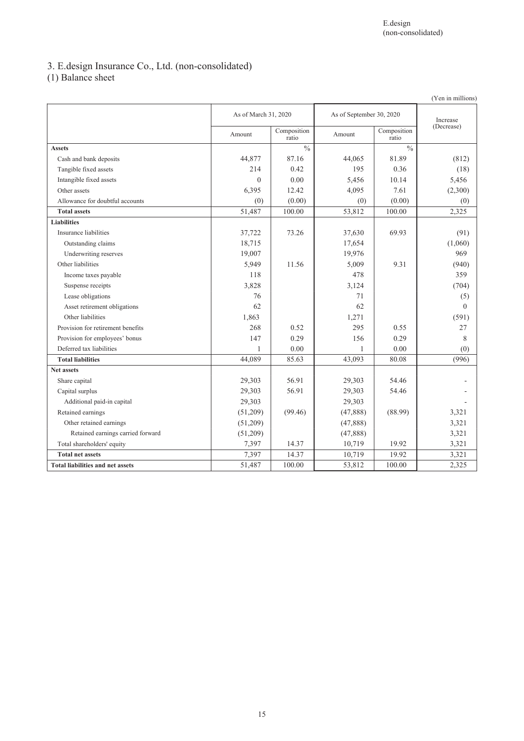# 3. E.design Insurance Co., Ltd. (non-consolidated)

## (1) Balance sheet

(Yen in millions)

| | As of March 31, 2020 | | As of September 30, 2020 | | Increase (Decrease) |
|---|---|---|---|---|---|
| | Amount | Composition ratio | Amount | Composition ratio | |
| **Assets** | | % | | % | |
| Cash and bank deposits | 44,877 | 87.16 | 44,065 | 81.89 | (812) |
| Tangible fixed assets | 214 | 0.42 | 195 | 0.36 | (18) |
| Intangible fixed assets | 0 | 0.00 | 5,456 | 10.14 | 5,456 |
| Other assets | 6,395 | 12.42 | 4,095 | 7.61 | (2,300) |
| Allowance for doubtful accounts | (0) | (0.00) | (0) | (0.00) | (0) |
| **Total assets** | 51,487 | 100.00 | 53,812 | 100.00 | 2,325 |
| **Liabilities** | | | | | |
| Insurance liabilities | 37,722 | 73.26 | 37,630 | 69.93 | (91) |
| Outstanding claims | 18,715 | | 17,654 | | (1,060) |
| Underwriting reserves | 19,007 | | 19,976 | | 969 |
| Other liabilities | 5,949 | 11.56 | 5,009 | 9.31 | (940) |
| Income taxes payable | 118 | | 478 | | 359 |
| Suspense receipts | 3,828 | | 3,124 | | (704) |
| Lease obligations | 76 | | 71 | | (5) |
| Asset retirement obligations | 62 | | 62 | | 0 |
| Other liabilities | 1,863 | | 1,271 | | (591) |
| Provision for retirement benefits | 268 | 0.52 | 295 | 0.55 | 27 |
| Provision for employees' bonus | 147 | 0.29 | 156 | 0.29 | 8 |
| Deferred tax liabilities | 1 | 0.00 | 1 | 0.00 | (0) |
| **Total liabilities** | 44,089 | 85.63 | 43,093 | 80.08 | (996) |
| **Net assets** | | | | | |
| Share capital | 29,303 | 56.91 | 29,303 | 54.46 | - |
| Capital surplus | 29,303 | 56.91 | 29,303 | 54.46 | - |
| Additional paid-in capital | 29,303 | | 29,303 | | - |
| Retained earnings | (51,209) | (99.46) | (47,888) | (88.99) | 3,321 |
| Other retained earnings | (51,209) | | (47,888) | | 3,321 |
| Retained earnings carried forward | (51,209) | | (47,888) | | 3,321 |
| Total shareholders' equity | 7,397 | 14.37 | 10,719 | 19.92 | 3,321 |
| **Total net assets** | 7,397 | 14.37 | 10,719 | 19.92 | 3,321 |
| **Total liabilities and net assets** | 51,487 | 100.00 | 53,812 | 100.00 | 2,325 |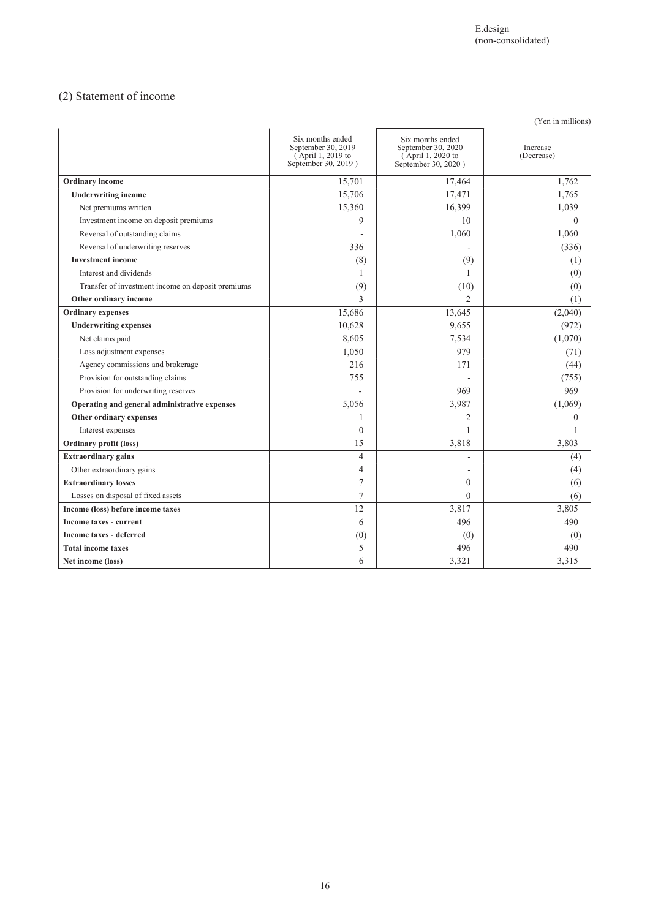E.design
(non-consolidated)

## (2) Statement of income

(Yen in millions)

| | Six months ended September 30, 2019 ( April 1, 2019 to September 30, 2019 ) | Six months ended September 30, 2020 ( April 1, 2020 to September 30, 2020 ) | Increase (Decrease) |
|---|---|---|---|
| **Ordinary income** | 15,701 | 17,464 | 1,762 |
| **Underwriting income** | 15,706 | 17,471 | 1,765 |
| Net premiums written | 15,360 | 16,399 | 1,039 |
| Investment income on deposit premiums | 9 | 10 | 0 |
| Reversal of outstanding claims | - | 1,060 | 1,060 |
| Reversal of underwriting reserves | 336 | - | (336) |
| **Investment income** | (8) | (9) | (1) |
| Interest and dividends | 1 | 1 | (0) |
| Transfer of investment income on deposit premiums | (9) | (10) | (0) |
| **Other ordinary income** | 3 | 2 | (1) |
| **Ordinary expenses** | 15,686 | 13,645 | (2,040) |
| **Underwriting expenses** | 10,628 | 9,655 | (972) |
| Net claims paid | 8,605 | 7,534 | (1,070) |
| Loss adjustment expenses | 1,050 | 979 | (71) |
| Agency commissions and brokerage | 216 | 171 | (44) |
| Provision for outstanding claims | 755 | - | (755) |
| Provision for underwriting reserves | - | 969 | 969 |
| **Operating and general administrative expenses** | 5,056 | 3,987 | (1,069) |
| **Other ordinary expenses** | 1 | 2 | 0 |
| Interest expenses | 0 | 1 | 1 |
| **Ordinary profit (loss)** | 15 | 3,818 | 3,803 |
| **Extraordinary gains** | 4 | - | (4) |
| Other extraordinary gains | 4 | - | (4) |
| **Extraordinary losses** | 7 | 0 | (6) |
| Losses on disposal of fixed assets | 7 | 0 | (6) |
| **Income (loss) before income taxes** | 12 | 3,817 | 3,805 |
| **Income taxes - current** | 6 | 496 | 490 |
| **Income taxes - deferred** | (0) | (0) | (0) |
| **Total income taxes** | 5 | 496 | 490 |
| **Net income (loss)** | 6 | 3,321 | 3,315 |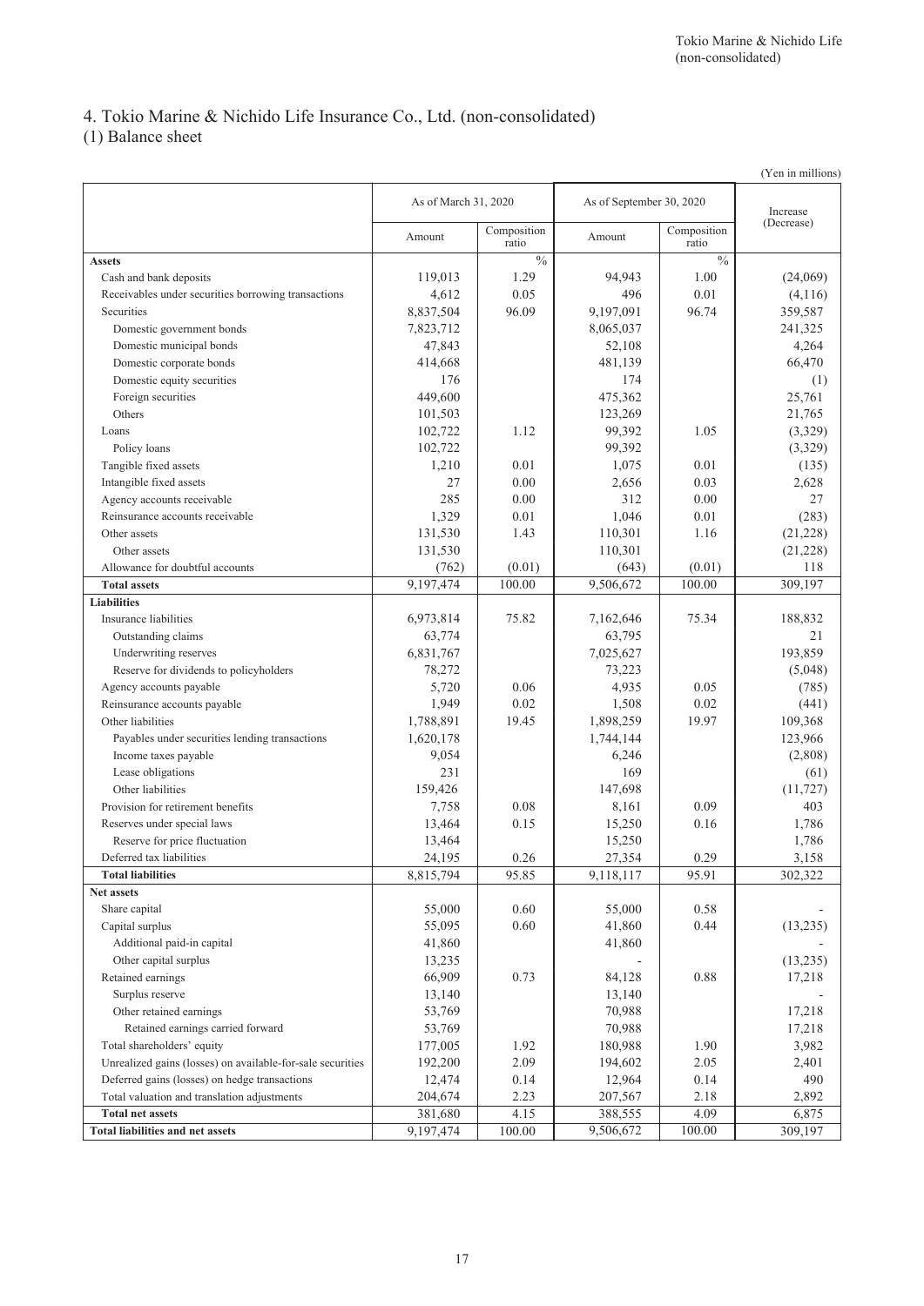## 4. Tokio Marine & Nichido Life Insurance Co., Ltd. (non-consolidated)

### (1) Balance sheet

(Yen in millions)

| | As of March 31, 2020 | | As of September 30, 2020 | | Increase (Decrease) |
|---|---|---|---|---|---|
| | Amount | Composition ratio | Amount | Composition ratio | |
| **Assets** | | % | | % | |
| Cash and bank deposits | 119,013 | 1.29 | 94,943 | 1.00 | (24,069) |
| Receivables under securities borrowing transactions | 4,612 | 0.05 | 496 | 0.01 | (4,116) |
| Securities | 8,837,504 | 96.09 | 9,197,091 | 96.74 | 359,587 |
| Domestic government bonds | 7,823,712 | | 8,065,037 | | 241,325 |
| Domestic municipal bonds | 47,843 | | 52,108 | | 4,264 |
| Domestic corporate bonds | 414,668 | | 481,139 | | 66,470 |
| Domestic equity securities | 176 | | 174 | | (1) |
| Foreign securities | 449,600 | | 475,362 | | 25,761 |
| Others | 101,503 | | 123,269 | | 21,765 |
| Loans | 102,722 | 1.12 | 99,392 | 1.05 | (3,329) |
| Policy loans | 102,722 | | 99,392 | | (3,329) |
| Tangible fixed assets | 1,210 | 0.01 | 1,075 | 0.01 | (135) |
| Intangible fixed assets | 27 | 0.00 | 2,656 | 0.03 | 2,628 |
| Agency accounts receivable | 285 | 0.00 | 312 | 0.00 | 27 |
| Reinsurance accounts receivable | 1,329 | 0.01 | 1,046 | 0.01 | (283) |
| Other assets | 131,530 | 1.43 | 110,301 | 1.16 | (21,228) |
| Other assets | 131,530 | | 110,301 | | (21,228) |
| Allowance for doubtful accounts | (762) | (0.01) | (643) | (0.01) | 118 |
| **Total assets** | 9,197,474 | 100.00 | 9,506,672 | 100.00 | 309,197 |
| **Liabilities** | | | | | |
| Insurance liabilities | 6,973,814 | 75.82 | 7,162,646 | 75.34 | 188,832 |
| Outstanding claims | 63,774 | | 63,795 | | 21 |
| Underwriting reserves | 6,831,767 | | 7,025,627 | | 193,859 |
| Reserve for dividends to policyholders | 78,272 | | 73,223 | | (5,048) |
| Agency accounts payable | 5,720 | 0.06 | 4,935 | 0.05 | (785) |
| Reinsurance accounts payable | 1,949 | 0.02 | 1,508 | 0.02 | (441) |
| Other liabilities | 1,788,891 | 19.45 | 1,898,259 | 19.97 | 109,368 |
| Payables under securities lending transactions | 1,620,178 | | 1,744,144 | | 123,966 |
| Income taxes payable | 9,054 | | 6,246 | | (2,808) |
| Lease obligations | 231 | | 169 | | (61) |
| Other liabilities | 159,426 | | 147,698 | | (11,727) |
| Provision for retirement benefits | 7,758 | 0.08 | 8,161 | 0.09 | 403 |
| Reserves under special laws | 13,464 | 0.15 | 15,250 | 0.16 | 1,786 |
| Reserve for price fluctuation | 13,464 | | 15,250 | | 1,786 |
| Deferred tax liabilities | 24,195 | 0.26 | 27,354 | 0.29 | 3,158 |
| **Total liabilities** | 8,815,794 | 95.85 | 9,118,117 | 95.91 | 302,322 |
| **Net assets** | | | | | |
| Share capital | 55,000 | 0.60 | 55,000 | 0.58 | - |
| Capital surplus | 55,095 | 0.60 | 41,860 | 0.44 | (13,235) |
| Additional paid-in capital | 41,860 | | 41,860 | | - |
| Other capital surplus | 13,235 | | - | | (13,235) |
| Retained earnings | 66,909 | 0.73 | 84,128 | 0.88 | 17,218 |
| Surplus reserve | 13,140 | | 13,140 | | - |
| Other retained earnings | 53,769 | | 70,988 | | 17,218 |
| Retained earnings carried forward | 53,769 | | 70,988 | | 17,218 |
| Total shareholders' equity | 177,005 | 1.92 | 180,988 | 1.90 | 3,982 |
| Unrealized gains (losses) on available-for-sale securities | 192,200 | 2.09 | 194,602 | 2.05 | 2,401 |
| Deferred gains (losses) on hedge transactions | 12,474 | 0.14 | 12,964 | 0.14 | 490 |
| Total valuation and translation adjustments | 204,674 | 2.23 | 207,567 | 2.18 | 2,892 |
| **Total net assets** | 381,680 | 4.15 | 388,555 | 4.09 | 6,875 |
| **Total liabilities and net assets** | 9,197,474 | 100.00 | 9,506,672 | 100.00 | 309,197 |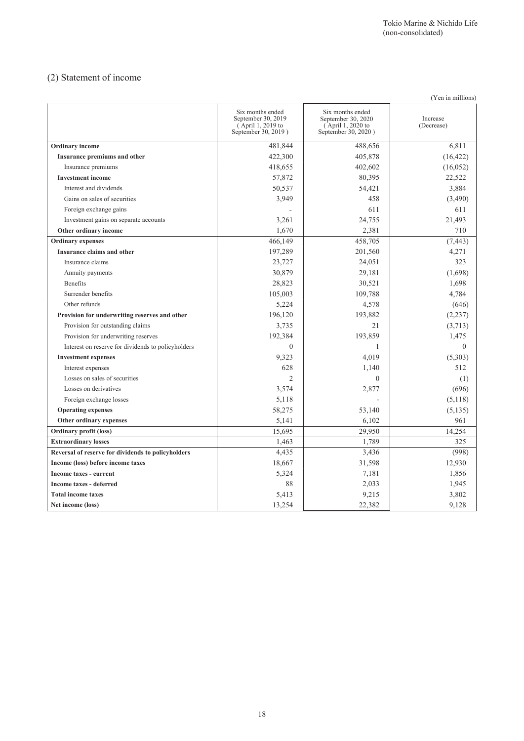Tokio Marine & Nichido Life
(non-consolidated)

## (2) Statement of income

(Yen in millions)

| | Six months ended September 30, 2019 ( April 1, 2019 to September 30, 2019 ) | Six months ended September 30, 2020 ( April 1, 2020 to September 30, 2020 ) | Increase (Decrease) |
|---|---|---|---|
| **Ordinary income** | 481,844 | 488,656 | 6,811 |
| **Insurance premiums and other** | 422,300 | 405,878 | (16,422) |
| Insurance premiums | 418,655 | 402,602 | (16,052) |
| **Investment income** | 57,872 | 80,395 | 22,522 |
| Interest and dividends | 50,537 | 54,421 | 3,884 |
| Gains on sales of securities | 3,949 | 458 | (3,490) |
| Foreign exchange gains | - | 611 | 611 |
| Investment gains on separate accounts | 3,261 | 24,755 | 21,493 |
| **Other ordinary income** | 1,670 | 2,381 | 710 |
| **Ordinary expenses** | 466,149 | 458,705 | (7,443) |
| **Insurance claims and other** | 197,289 | 201,560 | 4,271 |
| Insurance claims | 23,727 | 24,051 | 323 |
| Annuity payments | 30,879 | 29,181 | (1,698) |
| Benefits | 28,823 | 30,521 | 1,698 |
| Surrender benefits | 105,003 | 109,788 | 4,784 |
| Other refunds | 5,224 | 4,578 | (646) |
| **Provision for underwriting reserves and other** | 196,120 | 193,882 | (2,237) |
| Provision for outstanding claims | 3,735 | 21 | (3,713) |
| Provision for underwriting reserves | 192,384 | 193,859 | 1,475 |
| Interest on reserve for dividends to policyholders | 0 | 1 | 0 |
| **Investment expenses** | 9,323 | 4,019 | (5,303) |
| Interest expenses | 628 | 1,140 | 512 |
| Losses on sales of securities | 2 | 0 | (1) |
| Losses on derivatives | 3,574 | 2,877 | (696) |
| Foreign exchange losses | 5,118 | - | (5,118) |
| **Operating expenses** | 58,275 | 53,140 | (5,135) |
| **Other ordinary expenses** | 5,141 | 6,102 | 961 |
| **Ordinary profit (loss)** | 15,695 | 29,950 | 14,254 |
| **Extraordinary losses** | 1,463 | 1,789 | 325 |
| **Reversal of reserve for dividends to policyholders** | 4,435 | 3,436 | (998) |
| **Income (loss) before income taxes** | 18,667 | 31,598 | 12,930 |
| **Income taxes - current** | 5,324 | 7,181 | 1,856 |
| **Income taxes - deferred** | 88 | 2,033 | 1,945 |
| **Total income taxes** | 5,413 | 9,215 | 3,802 |
| **Net income (loss)** | 13,254 | 22,382 | 9,128 |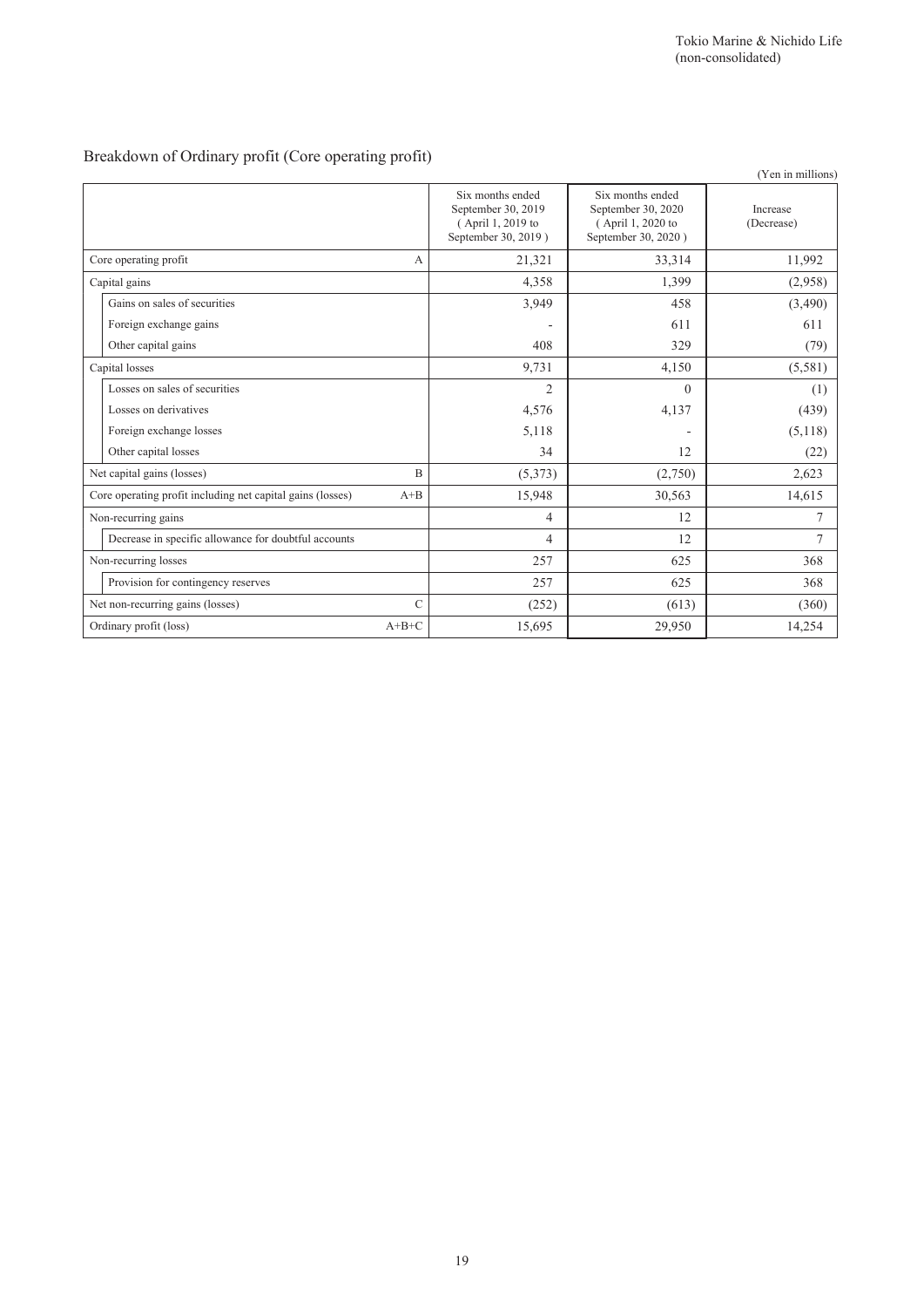Tokio Marine & Nichido Life
(non-consolidated)

## Breakdown of Ordinary profit (Core operating profit)

(Yen in millions)

| | | Six months ended September 30, 2019 ( April 1, 2019 to September 30, 2019 ) | Six months ended September 30, 2020 ( April 1, 2020 to September 30, 2020 ) | Increase (Decrease) |
|---|---|---|---|---|
| Core operating profit | A | 21,321 | 33,314 | 11,992 |
| Capital gains | | 4,358 | 1,399 | (2,958) |
| Gains on sales of securities | | 3,949 | 458 | (3,490) |
| Foreign exchange gains | | - | 611 | 611 |
| Other capital gains | | 408 | 329 | (79) |
| Capital losses | | 9,731 | 4,150 | (5,581) |
| Losses on sales of securities | | 2 | 0 | (1) |
| Losses on derivatives | | 4,576 | 4,137 | (439) |
| Foreign exchange losses | | 5,118 | - | (5,118) |
| Other capital losses | | 34 | 12 | (22) |
| Net capital gains (losses) | B | (5,373) | (2,750) | 2,623 |
| Core operating profit including net capital gains (losses) | A+B | 15,948 | 30,563 | 14,615 |
| Non-recurring gains | | 4 | 12 | 7 |
| Decrease in specific allowance for doubtful accounts | | 4 | 12 | 7 |
| Non-recurring losses | | 257 | 625 | 368 |
| Provision for contingency reserves | | 257 | 625 | 368 |
| Net non-recurring gains (losses) | C | (252) | (613) | (360) |
| Ordinary profit (loss) | A+B+C | 15,695 | 29,950 | 14,254 |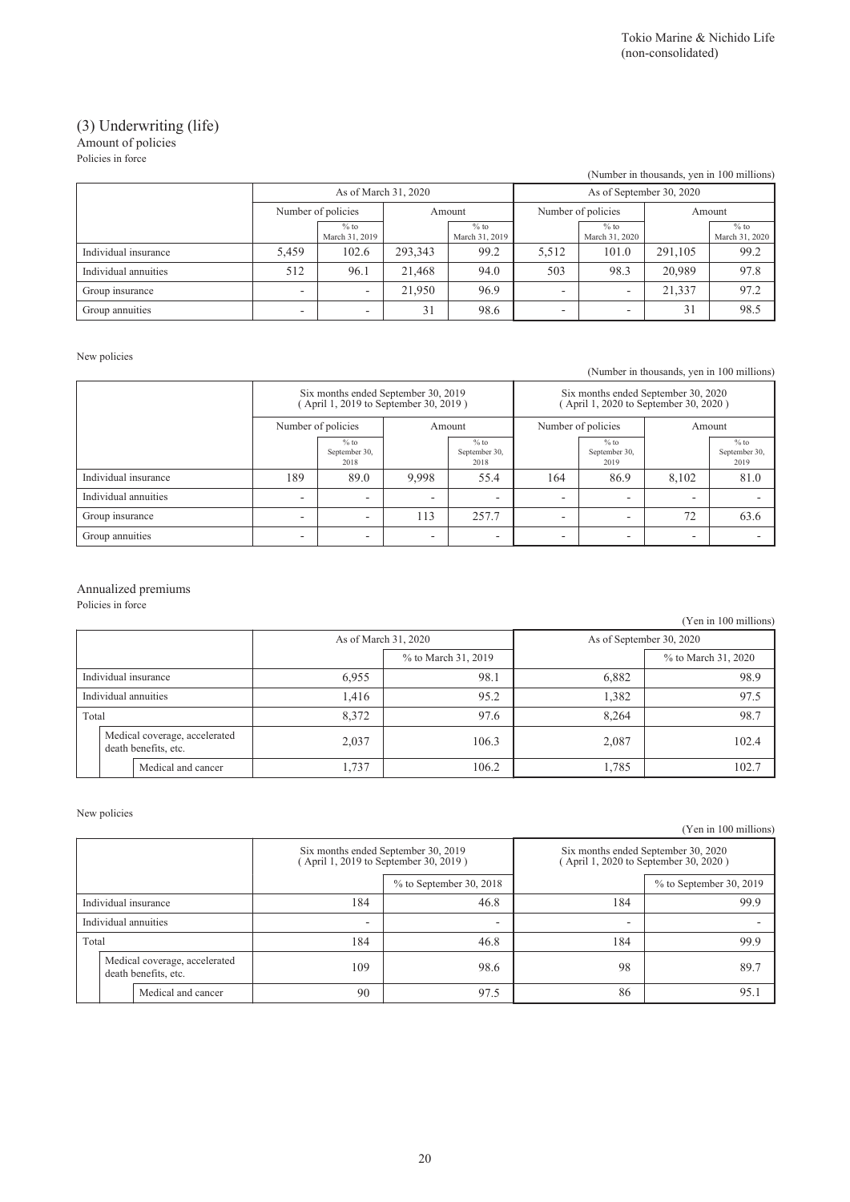Tokio Marine & Nichido Life
(non-consolidated)

## (3) Underwriting (life)

### Amount of policies

Policies in force

(Number in thousands, yen in 100 millions)

| | As of March 31, 2020 | | | | As of September 30, 2020 | | | |
|---|---|---|---|---|---|---|---|---|
| | Number of policies | | Amount | | Number of policies | | Amount | |
| | | % to March 31, 2019 | | % to March 31, 2019 | | % to March 31, 2020 | | % to March 31, 2020 |
| Individual insurance | 5,459 | 102.6 | 293,343 | 99.2 | 5,512 | 101.0 | 291,105 | 99.2 |
| Individual annuities | 512 | 96.1 | 21,468 | 94.0 | 503 | 98.3 | 20,989 | 97.8 |
| Group insurance | - | - | 21,950 | 96.9 | - | - | 21,337 | 97.2 |
| Group annuities | - | - | 31 | 98.6 | - | - | 31 | 98.5 |

New policies

(Number in thousands, yen in 100 millions)

| | Six months ended September 30, 2019 ( April 1, 2019 to September 30, 2019 ) | | | | Six months ended September 30, 2020 ( April 1, 2020 to September 30, 2020 ) | | | |
|---|---|---|---|---|---|---|---|---|
| | Number of policies | | Amount | | Number of policies | | Amount | |
| | | % to September 30, 2018 | | % to September 30, 2018 | | % to September 30, 2019 | | % to September 30, 2019 |
| Individual insurance | 189 | 89.0 | 9,998 | 55.4 | 164 | 86.9 | 8,102 | 81.0 |
| Individual annuities | - | - | - | - | - | - | - | - |
| Group insurance | - | - | 113 | 257.7 | - | - | 72 | 63.6 |
| Group annuities | - | - | - | - | - | - | - | - |

### Annualized premiums

Policies in force

(Yen in 100 millions)

| | As of March 31, 2020 | | As of September 30, 2020 | |
|---|---|---|---|---|
| | | % to March 31, 2019 | | % to March 31, 2020 |
| Individual insurance | 6,955 | 98.1 | 6,882 | 98.9 |
| Individual annuities | 1,416 | 95.2 | 1,382 | 97.5 |
| Total | 8,372 | 97.6 | 8,264 | 98.7 |
| Medical coverage, accelerated death benefits, etc. | 2,037 | 106.3 | 2,087 | 102.4 |
| Medical and cancer | 1,737 | 106.2 | 1,785 | 102.7 |

New policies

(Yen in 100 millions)

| | Six months ended September 30, 2019 ( April 1, 2019 to September 30, 2019 ) | | Six months ended September 30, 2020 ( April 1, 2020 to September 30, 2020 ) | |
|---|---|---|---|---|
| | | % to September 30, 2018 | | % to September 30, 2019 |
| Individual insurance | 184 | 46.8 | 184 | 99.9 |
| Individual annuities | - | - | - | - |
| Total | 184 | 46.8 | 184 | 99.9 |
| Medical coverage, accelerated death benefits, etc. | 109 | 98.6 | 98 | 89.7 |
| Medical and cancer | 90 | 97.5 | 86 | 95.1 |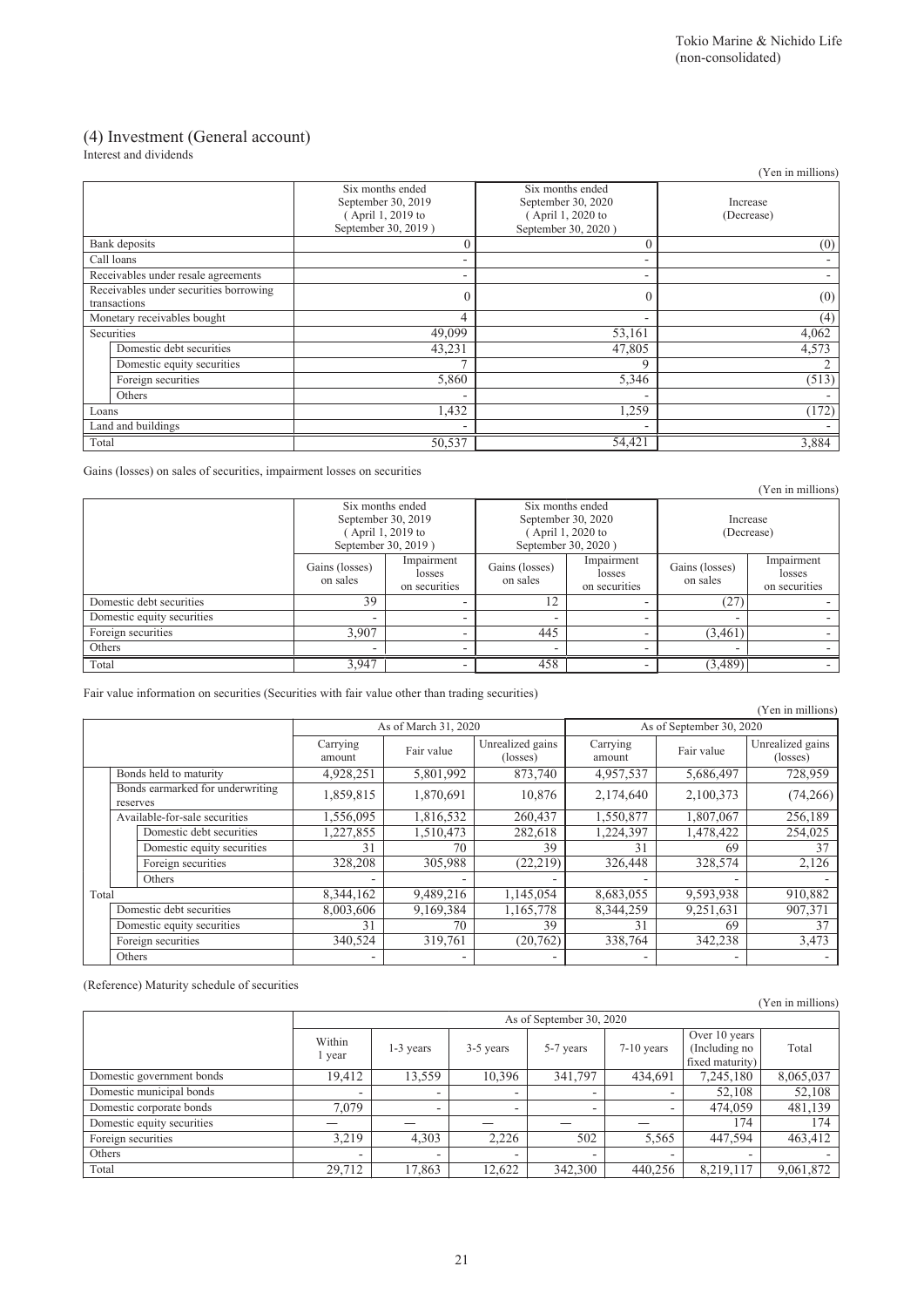## (4) Investment (General account)

Interest and dividends

(Yen in millions)

| | Six months ended September 30, 2019 ( April 1, 2019 to September 30, 2019 ) | Six months ended September 30, 2020 ( April 1, 2020 to September 30, 2020 ) | Increase (Decrease) |
|---|---|---|---|
| Bank deposits | 0 | 0 | (0) |
| Call loans | - | - | - |
| Receivables under resale agreements | - | - | - |
| Receivables under securities borrowing transactions | 0 | 0 | (0) |
| Monetary receivables bought | 4 | - | (4) |
| Securities | 49,099 | 53,161 | 4,062 |
| Domestic debt securities | 43,231 | 47,805 | 4,573 |
| Domestic equity securities | 7 | 9 | 2 |
| Foreign securities | 5,860 | 5,346 | (513) |
| Others | - | - | - |
| Loans | 1,432 | 1,259 | (172) |
| Land and buildings | - | - | - |
| Total | 50,537 | 54,421 | 3,884 |

Gains (losses) on sales of securities, impairment losses on securities

(Yen in millions)

| | Six months ended September 30, 2019 ( April 1, 2019 to September 30, 2019 ) | | Six months ended September 30, 2020 ( April 1, 2020 to September 30, 2020 ) | | Increase (Decrease) | |
|---|---|---|---|---|---|---|
| | Gains (losses) on sales | Impairment losses on securities | Gains (losses) on sales | Impairment losses on securities | Gains (losses) on sales | Impairment losses on securities |
| Domestic debt securities | 39 | - | 12 | - | (27) | - |
| Domestic equity securities | - | - | - | - | - | - |
| Foreign securities | 3,907 | - | 445 | - | (3,461) | - |
| Others | - | - | - | - | - | - |
| Total | 3,947 | - | 458 | - | (3,489) | - |

Fair value information on securities (Securities with fair value other than trading securities)

(Yen in millions)

| | As of March 31, 2020 | | | As of September 30, 2020 | | |
|---|---|---|---|---|---|---|
| | Carrying amount | Fair value | Unrealized gains (losses) | Carrying amount | Fair value | Unrealized gains (losses) |
| Bonds held to maturity | 4,928,251 | 5,801,992 | 873,740 | 4,957,537 | 5,686,497 | 728,959 |
| Bonds earmarked for underwriting reserves | 1,859,815 | 1,870,691 | 10,876 | 2,174,640 | 2,100,373 | (74,266) |
| Available-for-sale securities | 1,556,095 | 1,816,532 | 260,437 | 1,550,877 | 1,807,067 | 256,189 |
| Domestic debt securities | 1,227,855 | 1,510,473 | 282,618 | 1,224,397 | 1,478,422 | 254,025 |
| Domestic equity securities | 31 | 70 | 39 | 31 | 69 | 37 |
| Foreign securities | 328,208 | 305,988 | (22,219) | 326,448 | 328,574 | 2,126 |
| Others | - | - | - | - | - | - |
| Total | 8,344,162 | 9,489,216 | 1,145,054 | 8,683,055 | 9,593,938 | 910,882 |
| Domestic debt securities | 8,003,606 | 9,169,384 | 1,165,778 | 8,344,259 | 9,251,631 | 907,371 |
| Domestic equity securities | 31 | 70 | 39 | 31 | 69 | 37 |
| Foreign securities | 340,524 | 319,761 | (20,762) | 338,764 | 342,238 | 3,473 |
| Others | - | - | - | - | - | - |

(Reference) Maturity schedule of securities

(Yen in millions)

| | As of September 30, 2020 | | | | | | |
|---|---|---|---|---|---|---|---|
| | Within 1 year | 1-3 years | 3-5 years | 5-7 years | 7-10 years | Over 10 years (Including no fixed maturity) | Total |
| Domestic government bonds | 19,412 | 13,559 | 10,396 | 341,797 | 434,691 | 7,245,180 | 8,065,037 |
| Domestic municipal bonds | - | - | - | - | - | 52,108 | 52,108 |
| Domestic corporate bonds | 7,079 | - | - | - | - | 474,059 | 481,139 |
| Domestic equity securities | — | — | — | — | — | 174 | 174 |
| Foreign securities | 3,219 | 4,303 | 2,226 | 502 | 5,565 | 447,594 | 463,412 |
| Others | - | - | - | - | - | - | - |
| Total | 29,712 | 17,863 | 12,622 | 342,300 | 440,256 | 8,219,117 | 9,061,872 |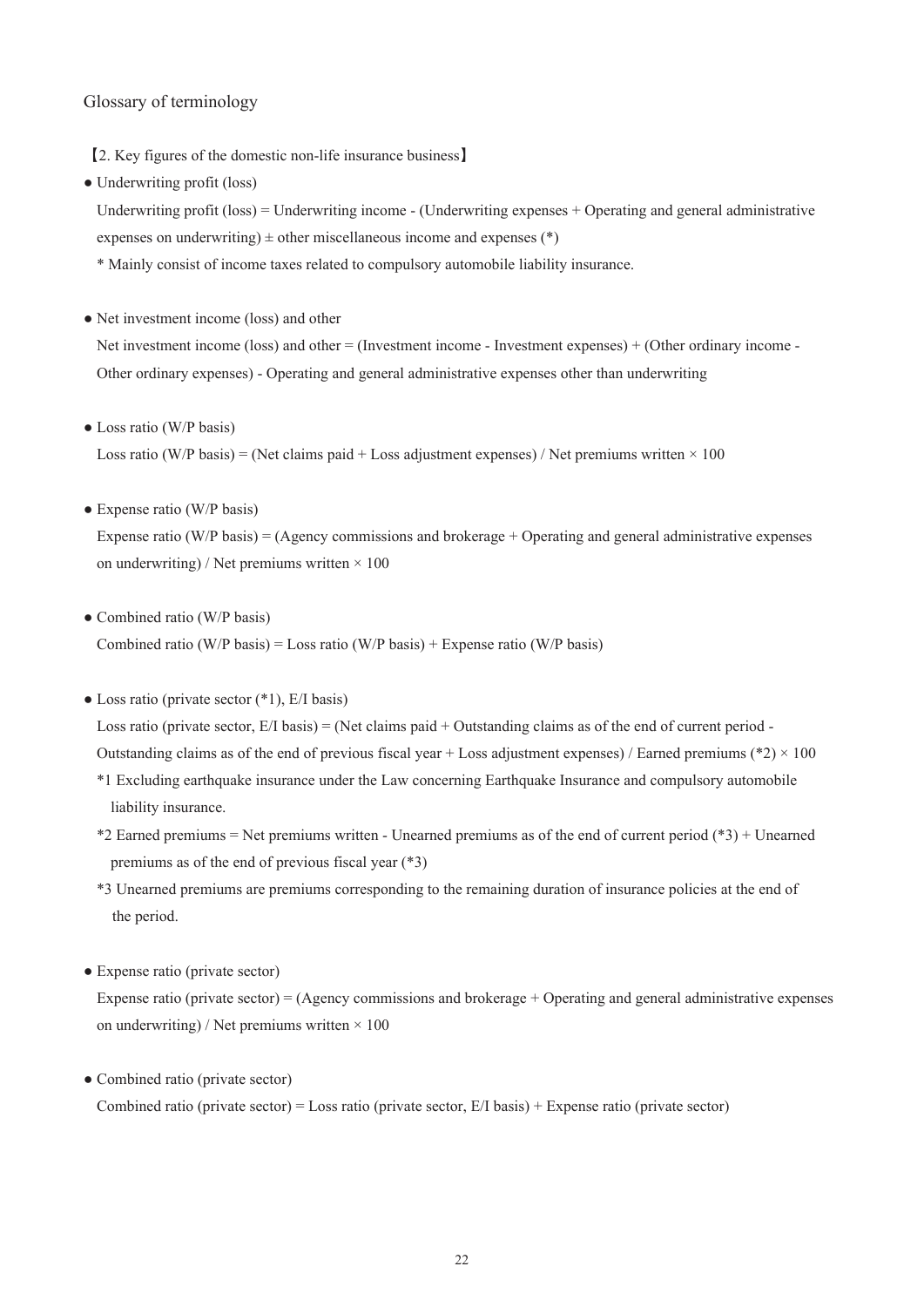# Glossary of terminology

【2. Key figures of the domestic non-life insurance business】

- Underwriting profit (loss)

  Underwriting profit (loss) = Underwriting income - (Underwriting expenses + Operating and general administrative expenses on underwriting) ± other miscellaneous income and expenses (*)

  * Mainly consist of income taxes related to compulsory automobile liability insurance.

- Net investment income (loss) and other

  Net investment income (loss) and other = (Investment income - Investment expenses) + (Other ordinary income - Other ordinary expenses) - Operating and general administrative expenses other than underwriting

- Loss ratio (W/P basis)

  Loss ratio (W/P basis) = (Net claims paid + Loss adjustment expenses) / Net premiums written × 100

- Expense ratio (W/P basis)

  Expense ratio (W/P basis) = (Agency commissions and brokerage + Operating and general administrative expenses on underwriting) / Net premiums written × 100

- Combined ratio (W/P basis)

  Combined ratio (W/P basis) = Loss ratio (W/P basis) + Expense ratio (W/P basis)

- Loss ratio (private sector (*1), E/I basis)

  Loss ratio (private sector, E/I basis) = (Net claims paid + Outstanding claims as of the end of current period - Outstanding claims as of the end of previous fiscal year + Loss adjustment expenses) / Earned premiums (*2) × 100

  *1 Excluding earthquake insurance under the Law concerning Earthquake Insurance and compulsory automobile liability insurance.

  *2 Earned premiums = Net premiums written - Unearned premiums as of the end of current period (*3) + Unearned premiums as of the end of previous fiscal year (*3)

  *3 Unearned premiums are premiums corresponding to the remaining duration of insurance policies at the end of the period.

- Expense ratio (private sector)

  Expense ratio (private sector) = (Agency commissions and brokerage + Operating and general administrative expenses on underwriting) / Net premiums written × 100

- Combined ratio (private sector)

  Combined ratio (private sector) = Loss ratio (private sector, E/I basis) + Expense ratio (private sector)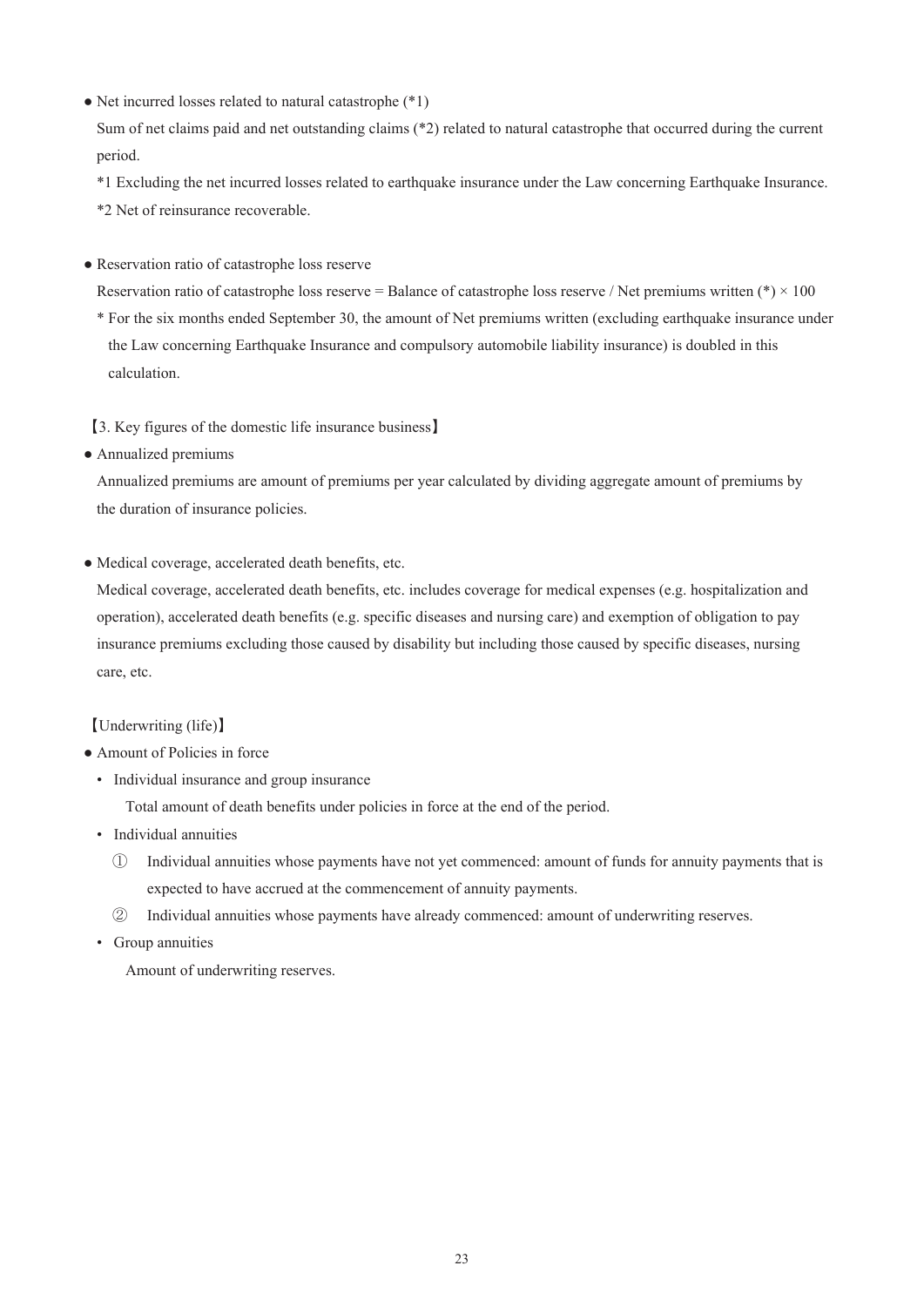● Net incurred losses related to natural catastrophe (*1)

Sum of net claims paid and net outstanding claims (*2) related to natural catastrophe that occurred during the current period.

*1 Excluding the net incurred losses related to earthquake insurance under the Law concerning Earthquake Insurance.

*2 Net of reinsurance recoverable.

● Reservation ratio of catastrophe loss reserve

Reservation ratio of catastrophe loss reserve = Balance of catastrophe loss reserve / Net premiums written (*) × 100

\* For the six months ended September 30, the amount of Net premiums written (excluding earthquake insurance under the Law concerning Earthquake Insurance and compulsory automobile liability insurance) is doubled in this calculation.

【3. Key figures of the domestic life insurance business】

● Annualized premiums

Annualized premiums are amount of premiums per year calculated by dividing aggregate amount of premiums by the duration of insurance policies.

● Medical coverage, accelerated death benefits, etc.

Medical coverage, accelerated death benefits, etc. includes coverage for medical expenses (e.g. hospitalization and operation), accelerated death benefits (e.g. specific diseases and nursing care) and exemption of obligation to pay insurance premiums excluding those caused by disability but including those caused by specific diseases, nursing care, etc.

【Underwriting (life)】

● Amount of Policies in force

- Individual insurance and group insurance

  Total amount of death benefits under policies in force at the end of the period.

- Individual annuities

  ① Individual annuities whose payments have not yet commenced: amount of funds for annuity payments that is expected to have accrued at the commencement of annuity payments.

  ② Individual annuities whose payments have already commenced: amount of underwriting reserves.

- Group annuities

  Amount of underwriting reserves.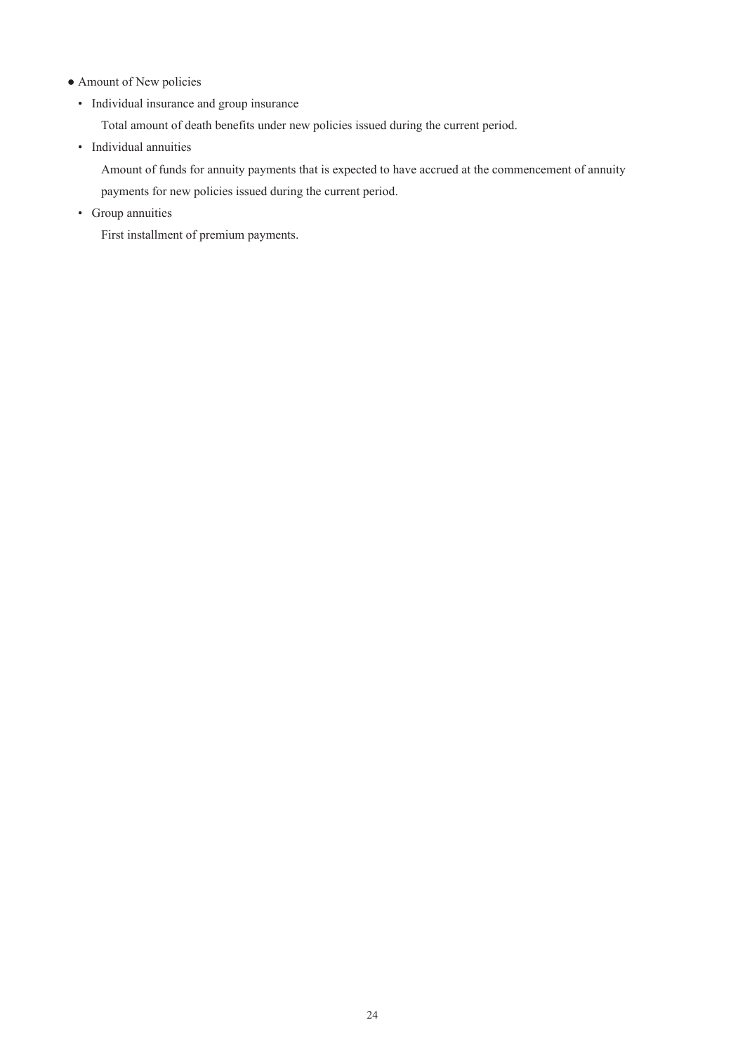- Amount of New policies
  - Individual insurance and group insurance

    Total amount of death benefits under new policies issued during the current period.
  - Individual annuities

    Amount of funds for annuity payments that is expected to have accrued at the commencement of annuity payments for new policies issued during the current period.
  - Group annuities

    First installment of premium payments.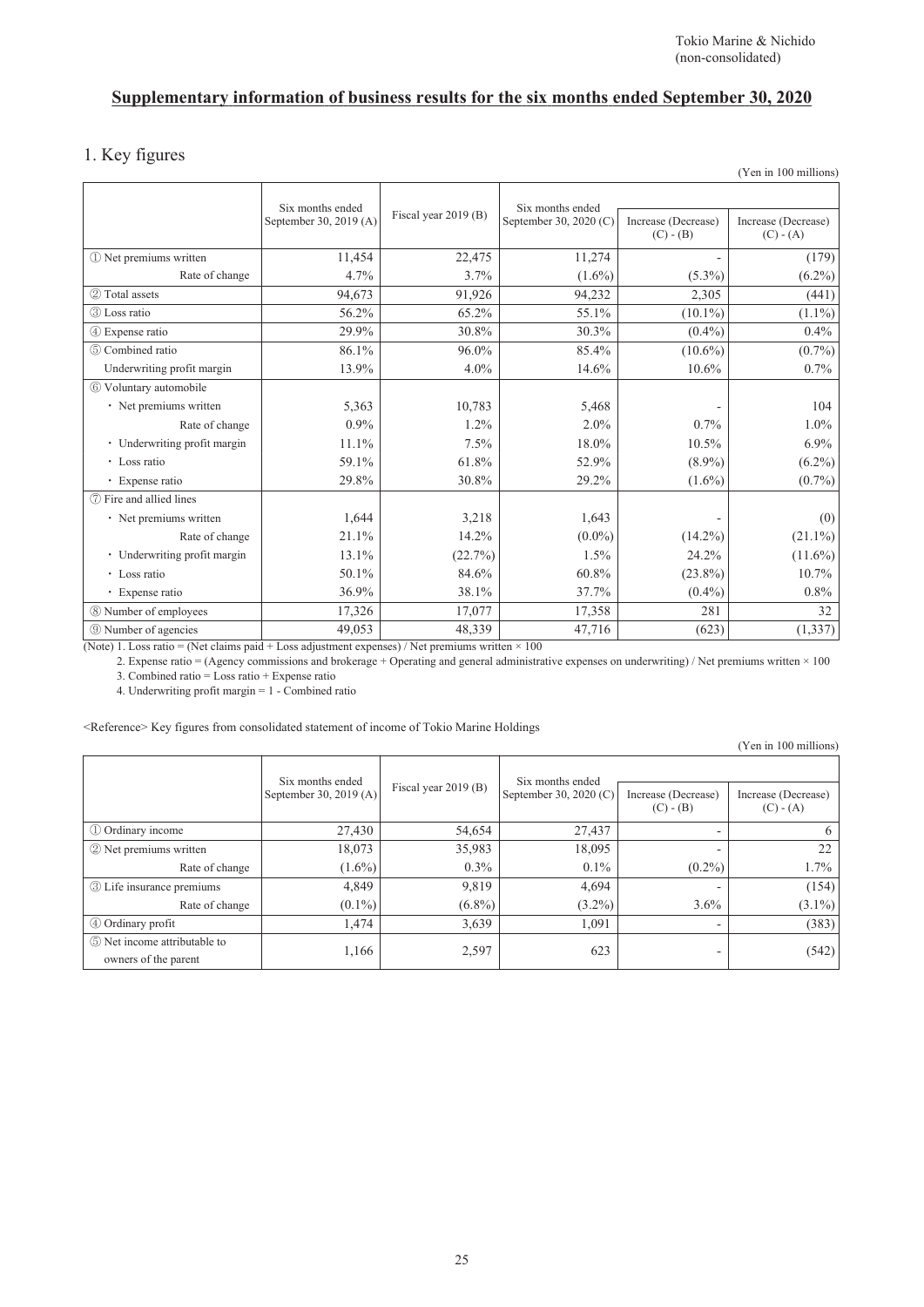Tokio Marine & Nichido
(non-consolidated)

## Supplementary information of business results for the six months ended September 30, 2020

### 1. Key figures

(Yen in 100 millions)

| | Six months ended September 30, 2019 (A) | Fiscal year 2019 (B) | Six months ended September 30, 2020 (C) | Increase (Decrease) (C) - (B) | Increase (Decrease) (C) - (A) |
|---|---|---|---|---|---|
| ① Net premiums written | 11,454 | 22,475 | 11,274 | - | (179) |
| Rate of change | 4.7% | 3.7% | (1.6%) | (5.3%) | (6.2%) |
| ② Total assets | 94,673 | 91,926 | 94,232 | 2,305 | (441) |
| ③ Loss ratio | 56.2% | 65.2% | 55.1% | (10.1%) | (1.1%) |
| ④ Expense ratio | 29.9% | 30.8% | 30.3% | (0.4%) | 0.4% |
| ⑤ Combined ratio | 86.1% | 96.0% | 85.4% | (10.6%) | (0.7%) |
| Underwriting profit margin | 13.9% | 4.0% | 14.6% | 10.6% | 0.7% |
| ⑥ Voluntary automobile | | | | | |
| ・ Net premiums written | 5,363 | 10,783 | 5,468 | - | 104 |
| Rate of change | 0.9% | 1.2% | 2.0% | 0.7% | 1.0% |
| ・ Underwriting profit margin | 11.1% | 7.5% | 18.0% | 10.5% | 6.9% |
| ・ Loss ratio | 59.1% | 61.8% | 52.9% | (8.9%) | (6.2%) |
| ・ Expense ratio | 29.8% | 30.8% | 29.2% | (1.6%) | (0.7%) |
| ⑦ Fire and allied lines | | | | | |
| ・ Net premiums written | 1,644 | 3,218 | 1,643 | - | (0) |
| Rate of change | 21.1% | 14.2% | (0.0%) | (14.2%) | (21.1%) |
| ・ Underwriting profit margin | 13.1% | (22.7%) | 1.5% | 24.2% | (11.6%) |
| ・ Loss ratio | 50.1% | 84.6% | 60.8% | (23.8%) | 10.7% |
| ・ Expense ratio | 36.9% | 38.1% | 37.7% | (0.4%) | 0.8% |
| ⑧ Number of employees | 17,326 | 17,077 | 17,358 | 281 | 32 |
| ⑨ Number of agencies | 49,053 | 48,339 | 47,716 | (623) | (1,337) |

(Note) 1. Loss ratio = (Net claims paid + Loss adjustment expenses) / Net premiums written × 100

2. Expense ratio = (Agency commissions and brokerage + Operating and general administrative expenses on underwriting) / Net premiums written × 100

3. Combined ratio = Loss ratio + Expense ratio

4. Underwriting profit margin = 1 - Combined ratio

<Reference> Key figures from consolidated statement of income of Tokio Marine Holdings

(Yen in 100 millions)

| | Six months ended September 30, 2019 (A) | Fiscal year 2019 (B) | Six months ended September 30, 2020 (C) | Increase (Decrease) (C) - (B) | Increase (Decrease) (C) - (A) |
|---|---|---|---|---|---|
| ① Ordinary income | 27,430 | 54,654 | 27,437 | - | 6 |
| ② Net premiums written | 18,073 | 35,983 | 18,095 | - | 22 |
| Rate of change | (1.6%) | 0.3% | 0.1% | (0.2%) | 1.7% |
| ③ Life insurance premiums | 4,849 | 9,819 | 4,694 | - | (154) |
| Rate of change | (0.1%) | (6.8%) | (3.2%) | 3.6% | (3.1%) |
| ④ Ordinary profit | 1,474 | 3,639 | 1,091 | - | (383) |
| ⑤ Net income attributable to owners of the parent | 1,166 | 2,597 | 623 | - | (542) |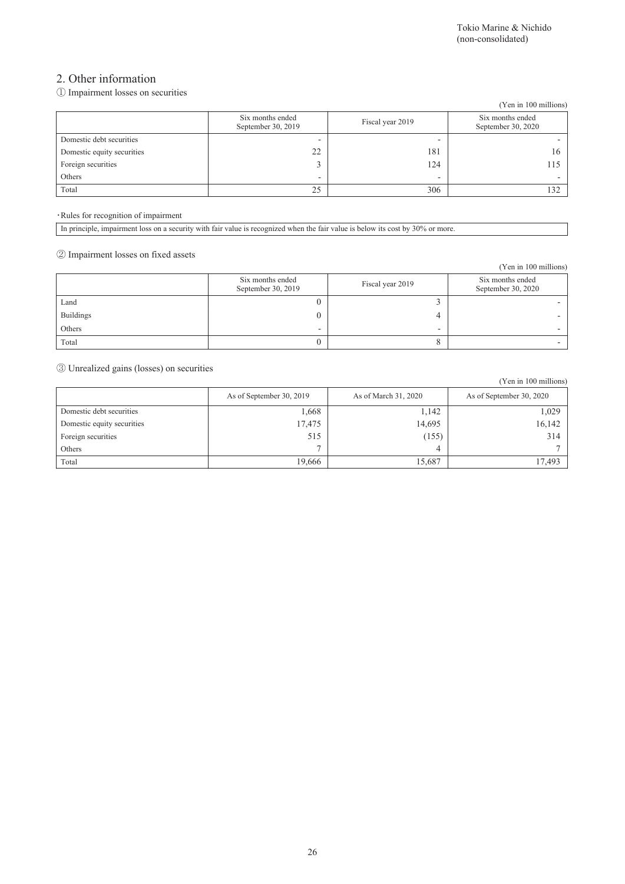## 2. Other information

### ① Impairment losses on securities

(Yen in 100 millions)

| | Six months ended September 30, 2019 | Fiscal year 2019 | Six months ended September 30, 2020 |
|---|---|---|---|
| Domestic debt securities | - | - | - |
| Domestic equity securities | 22 | 181 | 16 |
| Foreign securities | 3 | 124 | 115 |
| Others | - | - | - |
| Total | 25 | 306 | 132 |

・Rules for recognition of impairment

In principle, impairment loss on a security with fair value is recognized when the fair value is below its cost by 30% or more.

### ② Impairment losses on fixed assets

(Yen in 100 millions)

| | Six months ended September 30, 2019 | Fiscal year 2019 | Six months ended September 30, 2020 |
|---|---|---|---|
| Land | 0 | 3 | - |
| Buildings | 0 | 4 | - |
| Others | - | - | - |
| Total | 0 | 8 | - |

### ③ Unrealized gains (losses) on securities

(Yen in 100 millions)

| | As of September 30, 2019 | As of March 31, 2020 | As of September 30, 2020 |
|---|---|---|---|
| Domestic debt securities | 1,668 | 1,142 | 1,029 |
| Domestic equity securities | 17,475 | 14,695 | 16,142 |
| Foreign securities | 515 | (155) | 314 |
| Others | 7 | 4 | 7 |
| Total | 19,666 | 15,687 | 17,493 |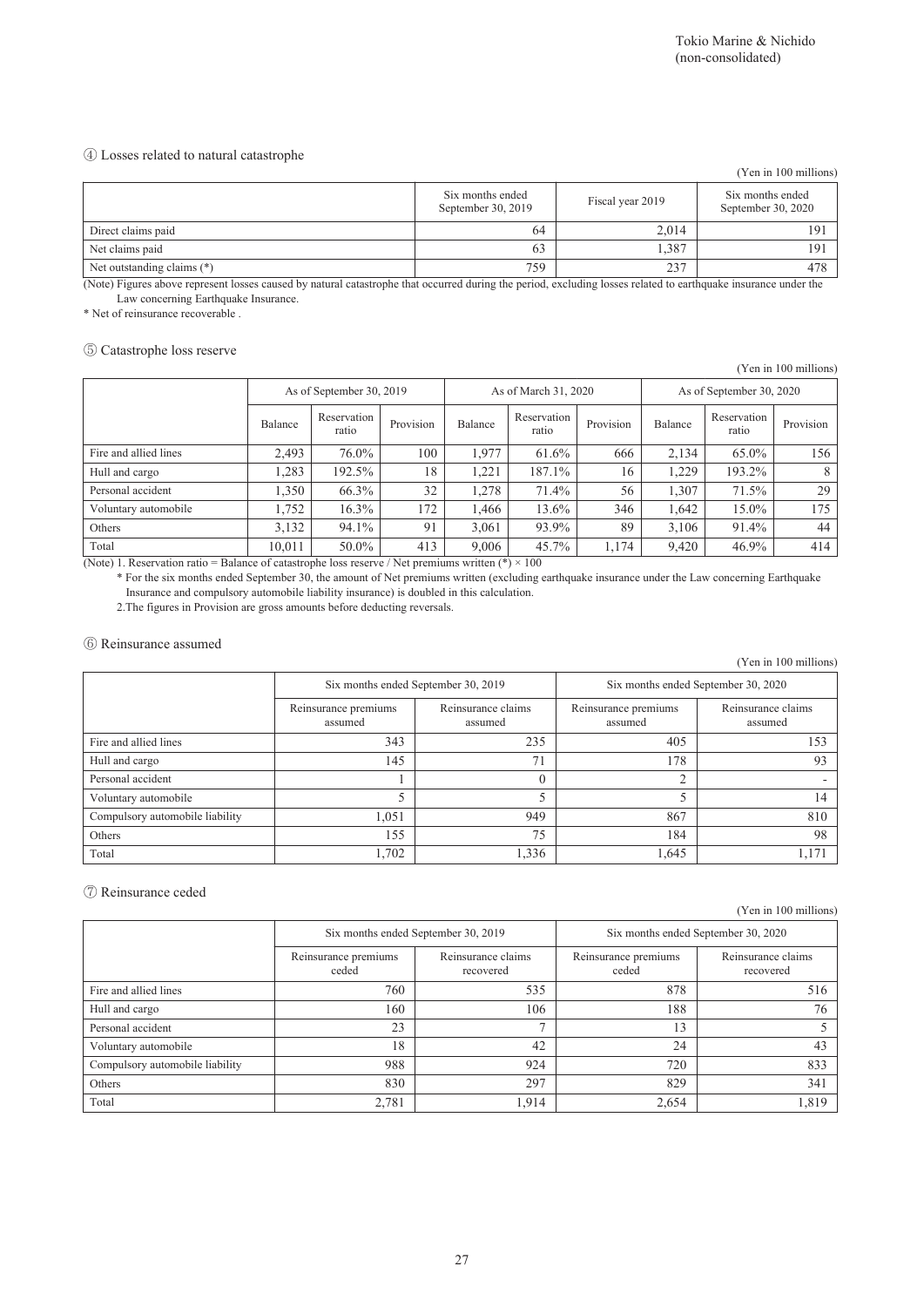Tokio Marine & Nichido
(non-consolidated)

### ④ Losses related to natural catastrophe

(Yen in 100 millions)

| | Six months ended September 30, 2019 | Fiscal year 2019 | Six months ended September 30, 2020 |
|---|---|---|---|
| Direct claims paid | 64 | 2,014 | 191 |
| Net claims paid | 63 | 1,387 | 191 |
| Net outstanding claims (*) | 759 | 237 | 478 |

(Note) Figures above represent losses caused by natural catastrophe that occurred during the period, excluding losses related to earthquake insurance under the Law concerning Earthquake Insurance.

* Net of reinsurance recoverable .

### ⑤ Catastrophe loss reserve

(Yen in 100 millions)

| | As of September 30, 2019 | | | As of March 31, 2020 | | | As of September 30, 2020 | | |
|---|---|---|---|---|---|---|---|---|---|
| | Balance | Reservation ratio | Provision | Balance | Reservation ratio | Provision | Balance | Reservation ratio | Provision |
| Fire and allied lines | 2,493 | 76.0% | 100 | 1,977 | 61.6% | 666 | 2,134 | 65.0% | 156 |
| Hull and cargo | 1,283 | 192.5% | 18 | 1,221 | 187.1% | 16 | 1,229 | 193.2% | 8 |
| Personal accident | 1,350 | 66.3% | 32 | 1,278 | 71.4% | 56 | 1,307 | 71.5% | 29 |
| Voluntary automobile | 1,752 | 16.3% | 172 | 1,466 | 13.6% | 346 | 1,642 | 15.0% | 175 |
| Others | 3,132 | 94.1% | 91 | 3,061 | 93.9% | 89 | 3,106 | 91.4% | 44 |
| Total | 10,011 | 50.0% | 413 | 9,006 | 45.7% | 1,174 | 9,420 | 46.9% | 414 |

(Note) 1. Reservation ratio = Balance of catastrophe loss reserve / Net premiums written (*) × 100

* For the six months ended September 30, the amount of Net premiums written (excluding earthquake insurance under the Law concerning Earthquake Insurance and compulsory automobile liability insurance) is doubled in this calculation.

2.The figures in Provision are gross amounts before deducting reversals.

### ⑥ Reinsurance assumed

(Yen in 100 millions)

| | Six months ended September 30, 2019 | | Six months ended September 30, 2020 | |
|---|---|---|---|---|
| | Reinsurance premiums assumed | Reinsurance claims assumed | Reinsurance premiums assumed | Reinsurance claims assumed |
| Fire and allied lines | 343 | 235 | 405 | 153 |
| Hull and cargo | 145 | 71 | 178 | 93 |
| Personal accident | 1 | 0 | 2 | - |
| Voluntary automobile | 5 | 5 | 5 | 14 |
| Compulsory automobile liability | 1,051 | 949 | 867 | 810 |
| Others | 155 | 75 | 184 | 98 |
| Total | 1,702 | 1,336 | 1,645 | 1,171 |

### ⑦ Reinsurance ceded

(Yen in 100 millions)

| | Six months ended September 30, 2019 | | Six months ended September 30, 2020 | |
|---|---|---|---|---|
| | Reinsurance premiums ceded | Reinsurance claims recovered | Reinsurance premiums ceded | Reinsurance claims recovered |
| Fire and allied lines | 760 | 535 | 878 | 516 |
| Hull and cargo | 160 | 106 | 188 | 76 |
| Personal accident | 23 | 7 | 13 | 5 |
| Voluntary automobile | 18 | 42 | 24 | 43 |
| Compulsory automobile liability | 988 | 924 | 720 | 833 |
| Others | 830 | 297 | 829 | 341 |
| Total | 2,781 | 1,914 | 2,654 | 1,819 |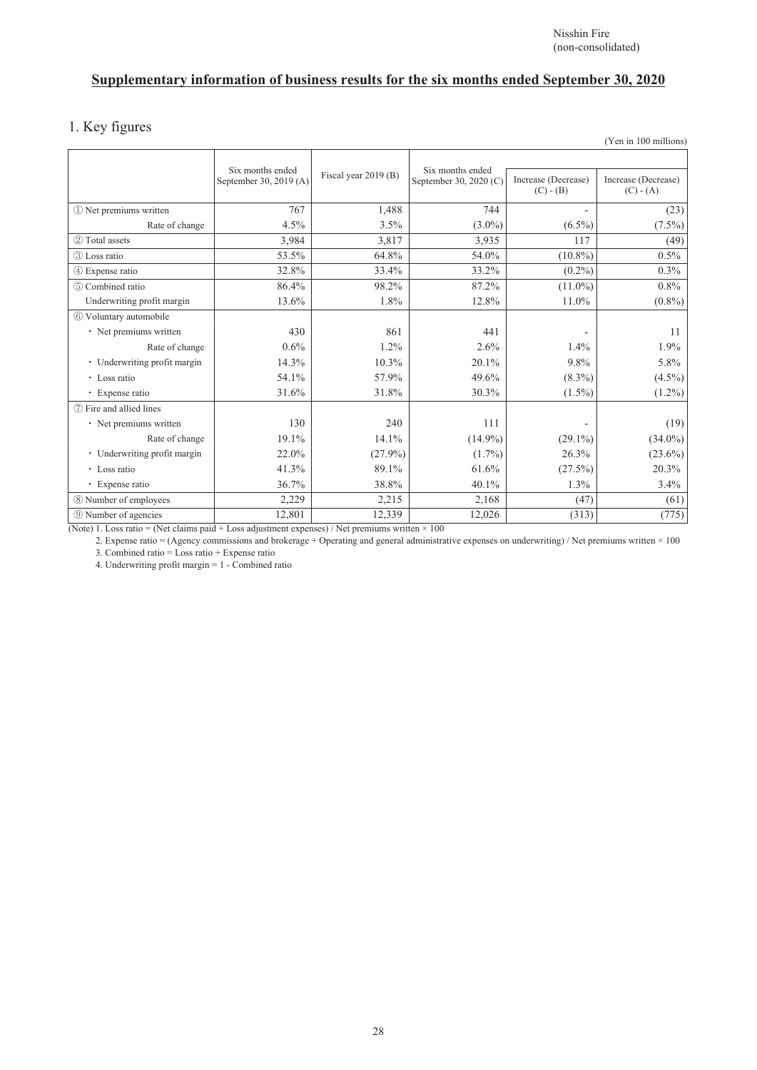Nisshin Fire
(non-consolidated)

## Supplementary information of business results for the six months ended September 30, 2020

### 1. Key figures

(Yen in 100 millions)

| | Six months ended September 30, 2019 (A) | Fiscal year 2019 (B) | Six months ended September 30, 2020 (C) | Increase (Decrease) (C) - (B) | Increase (Decrease) (C) - (A) |
|---|---|---|---|---|---|
| ① Net premiums written | 767 | 1,488 | 744 | - | (23) |
| Rate of change | 4.5% | 3.5% | (3.0%) | (6.5%) | (7.5%) |
| ② Total assets | 3,984 | 3,817 | 3,935 | 117 | (49) |
| ③ Loss ratio | 53.5% | 64.8% | 54.0% | (10.8%) | 0.5% |
| ④ Expense ratio | 32.8% | 33.4% | 33.2% | (0.2%) | 0.3% |
| ⑤ Combined ratio | 86.4% | 98.2% | 87.2% | (11.0%) | 0.8% |
| Underwriting profit margin | 13.6% | 1.8% | 12.8% | 11.0% | (0.8%) |
| ⑥ Voluntary automobile | | | | | |
| ・ Net premiums written | 430 | 861 | 441 | - | 11 |
| Rate of change | 0.6% | 1.2% | 2.6% | 1.4% | 1.9% |
| ・ Underwriting profit margin | 14.3% | 10.3% | 20.1% | 9.8% | 5.8% |
| ・ Loss ratio | 54.1% | 57.9% | 49.6% | (8.3%) | (4.5%) |
| ・ Expense ratio | 31.6% | 31.8% | 30.3% | (1.5%) | (1.2%) |
| ⑦ Fire and allied lines | | | | | |
| ・ Net premiums written | 130 | 240 | 111 | - | (19) |
| Rate of change | 19.1% | 14.1% | (14.9%) | (29.1%) | (34.0%) |
| ・ Underwriting profit margin | 22.0% | (27.9%) | (1.7%) | 26.3% | (23.6%) |
| ・ Loss ratio | 41.3% | 89.1% | 61.6% | (27.5%) | 20.3% |
| ・ Expense ratio | 36.7% | 38.8% | 40.1% | 1.3% | 3.4% |
| ⑧ Number of employees | 2,229 | 2,215 | 2,168 | (47) | (61) |
| ⑨ Number of agencies | 12,801 | 12,339 | 12,026 | (313) | (775) |

(Note) 1. Loss ratio = (Net claims paid + Loss adjustment expenses) / Net premiums written × 100

2. Expense ratio = (Agency commissions and brokerage + Operating and general administrative expenses on underwriting) / Net premiums written × 100

3. Combined ratio = Loss ratio + Expense ratio

4. Underwriting profit margin = 1 - Combined ratio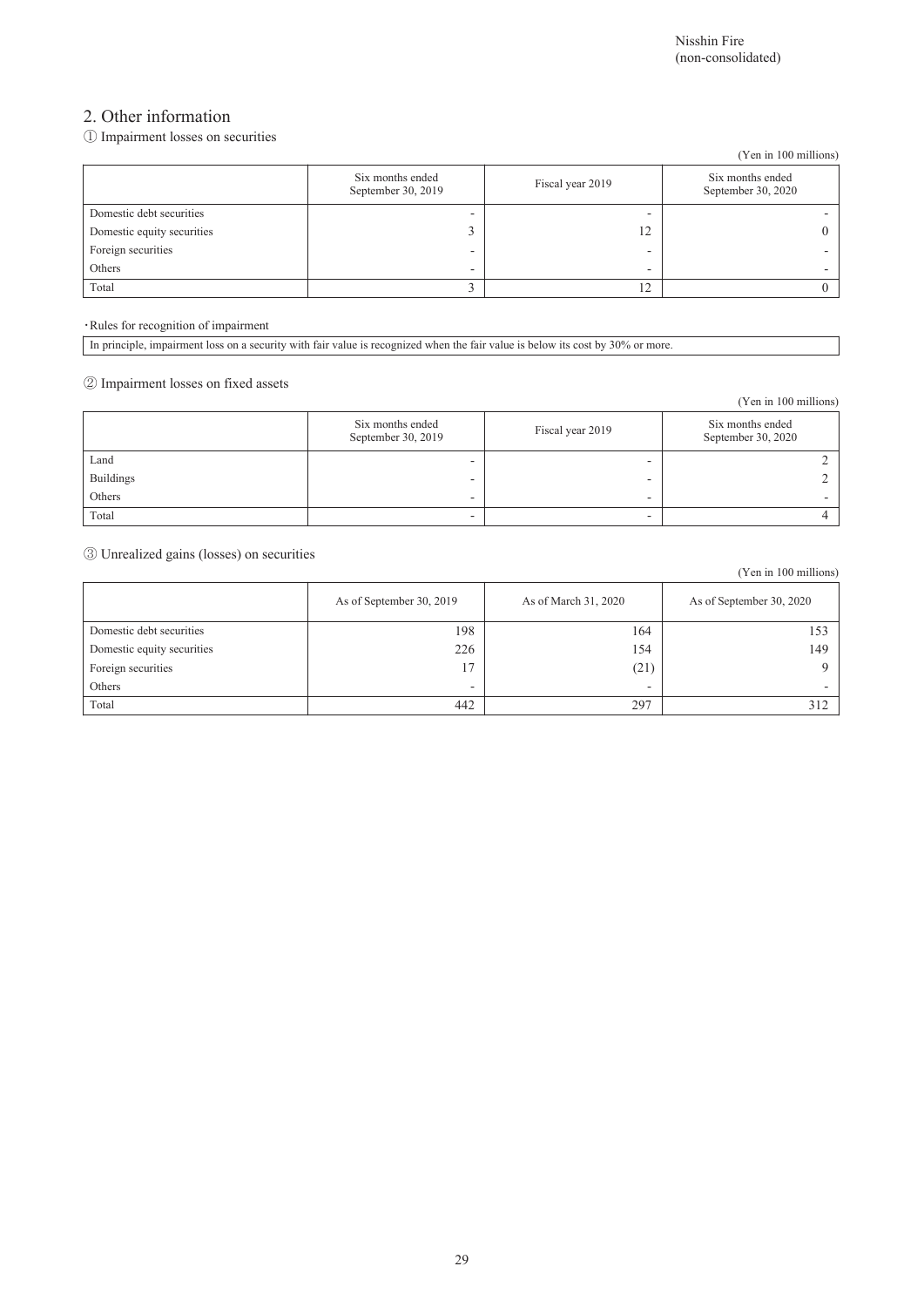## 2. Other information

① Impairment losses on securities

(Yen in 100 millions)

| | Six months ended September 30, 2019 | Fiscal year 2019 | Six months ended September 30, 2020 |
|---|---|---|---|
| Domestic debt securities | - | - | - |
| Domestic equity securities | 3 | 12 | 0 |
| Foreign securities | - | - | - |
| Others | - | - | - |
| Total | 3 | 12 | 0 |

・Rules for recognition of impairment

In principle, impairment loss on a security with fair value is recognized when the fair value is below its cost by 30% or more.

② Impairment losses on fixed assets

(Yen in 100 millions)

| | Six months ended September 30, 2019 | Fiscal year 2019 | Six months ended September 30, 2020 |
|---|---|---|---|
| Land | - | - | 2 |
| Buildings | - | - | 2 |
| Others | - | - | - |
| Total | - | - | 4 |

③ Unrealized gains (losses) on securities

(Yen in 100 millions)

| | As of September 30, 2019 | As of March 31, 2020 | As of September 30, 2020 |
|---|---|---|---|
| Domestic debt securities | 198 | 164 | 153 |
| Domestic equity securities | 226 | 154 | 149 |
| Foreign securities | 17 | (21) | 9 |
| Others | - | - | - |
| Total | 442 | 297 | 312 |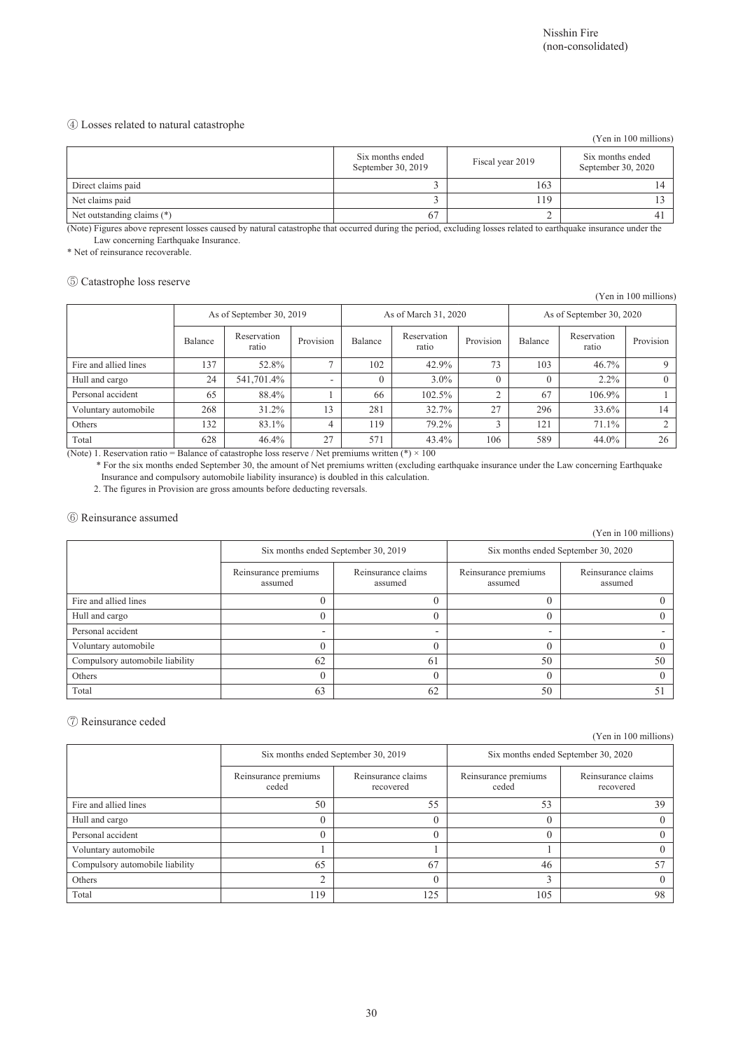Nisshin Fire
(non-consolidated)

### ④ Losses related to natural catastrophe

(Yen in 100 millions)

| | Six months ended September 30, 2019 | Fiscal year 2019 | Six months ended September 30, 2020 |
|---|---|---|---|
| Direct claims paid | 3 | 163 | 14 |
| Net claims paid | 3 | 119 | 13 |
| Net outstanding claims (*) | 67 | 2 | 41 |

(Note) Figures above represent losses caused by natural catastrophe that occurred during the period, excluding losses related to earthquake insurance under the Law concerning Earthquake Insurance.

* Net of reinsurance recoverable.

### ⑤ Catastrophe loss reserve

(Yen in 100 millions)

| | As of September 30, 2019 | | | As of March 31, 2020 | | | As of September 30, 2020 | | |
|---|---|---|---|---|---|---|---|---|---|
| | Balance | Reservation ratio | Provision | Balance | Reservation ratio | Provision | Balance | Reservation ratio | Provision |
| Fire and allied lines | 137 | 52.8% | 7 | 102 | 42.9% | 73 | 103 | 46.7% | 9 |
| Hull and cargo | 24 | 541,701.4% | - | 0 | 3.0% | 0 | 0 | 2.2% | 0 |
| Personal accident | 65 | 88.4% | 1 | 66 | 102.5% | 2 | 67 | 106.9% | 1 |
| Voluntary automobile | 268 | 31.2% | 13 | 281 | 32.7% | 27 | 296 | 33.6% | 14 |
| Others | 132 | 83.1% | 4 | 119 | 79.2% | 3 | 121 | 71.1% | 2 |
| Total | 628 | 46.4% | 27 | 571 | 43.4% | 106 | 589 | 44.0% | 26 |

(Note) 1. Reservation ratio = Balance of catastrophe loss reserve / Net premiums written (*) × 100

\* For the six months ended September 30, the amount of Net premiums written (excluding earthquake insurance under the Law concerning Earthquake Insurance and compulsory automobile liability insurance) is doubled in this calculation.

2. The figures in Provision are gross amounts before deducting reversals.

### ⑥ Reinsurance assumed

(Yen in 100 millions)

| | Six months ended September 30, 2019 | | Six months ended September 30, 2020 | |
|---|---|---|---|---|
| | Reinsurance premiums assumed | Reinsurance claims assumed | Reinsurance premiums assumed | Reinsurance claims assumed |
| Fire and allied lines | 0 | 0 | 0 | 0 |
| Hull and cargo | 0 | 0 | 0 | 0 |
| Personal accident | - | - | - | - |
| Voluntary automobile | 0 | 0 | 0 | 0 |
| Compulsory automobile liability | 62 | 61 | 50 | 50 |
| Others | 0 | 0 | 0 | 0 |
| Total | 63 | 62 | 50 | 51 |

### ⑦ Reinsurance ceded

(Yen in 100 millions)

| | Six months ended September 30, 2019 | | Six months ended September 30, 2020 | |
|---|---|---|---|---|
| | Reinsurance premiums ceded | Reinsurance claims recovered | Reinsurance premiums ceded | Reinsurance claims recovered |
| Fire and allied lines | 50 | 55 | 53 | 39 |
| Hull and cargo | 0 | 0 | 0 | 0 |
| Personal accident | 0 | 0 | 0 | 0 |
| Voluntary automobile | 1 | 1 | 1 | 0 |
| Compulsory automobile liability | 65 | 67 | 46 | 57 |
| Others | 2 | 0 | 3 | 0 |
| Total | 119 | 125 | 105 | 98 |